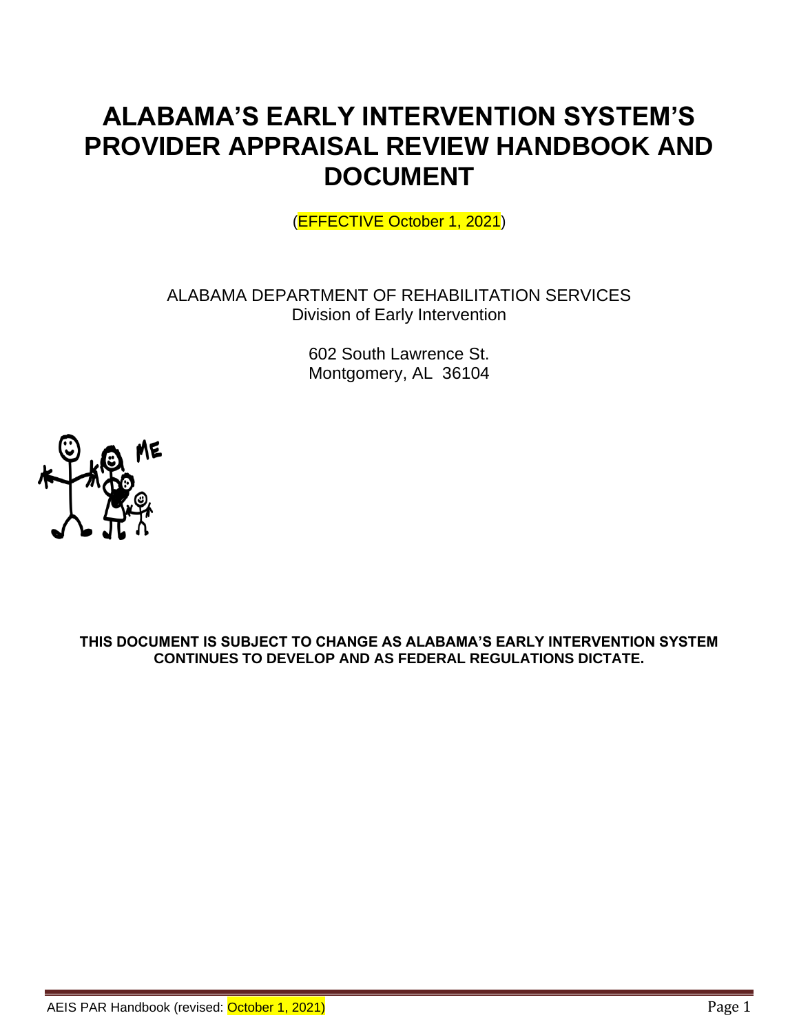# ALABAMA'S EARLY INTERVENTION SYSTEM'S PROVIDER APPRAISAL REVIEW HANDBOOK AND DOCUMENT

(EFFECTIVE October 1, 2021)

ALABAMA DEPARTMENT OF REHABILITATION SERVICES
Division of Early Intervention

602 South Lawrence St.
Montgomery, AL 36104

**THIS DOCUMENT IS SUBJECT TO CHANGE AS ALABAMA'S EARLY INTERVENTION SYSTEM CONTINUES TO DEVELOP AND AS FEDERAL REGULATIONS DICTATE.**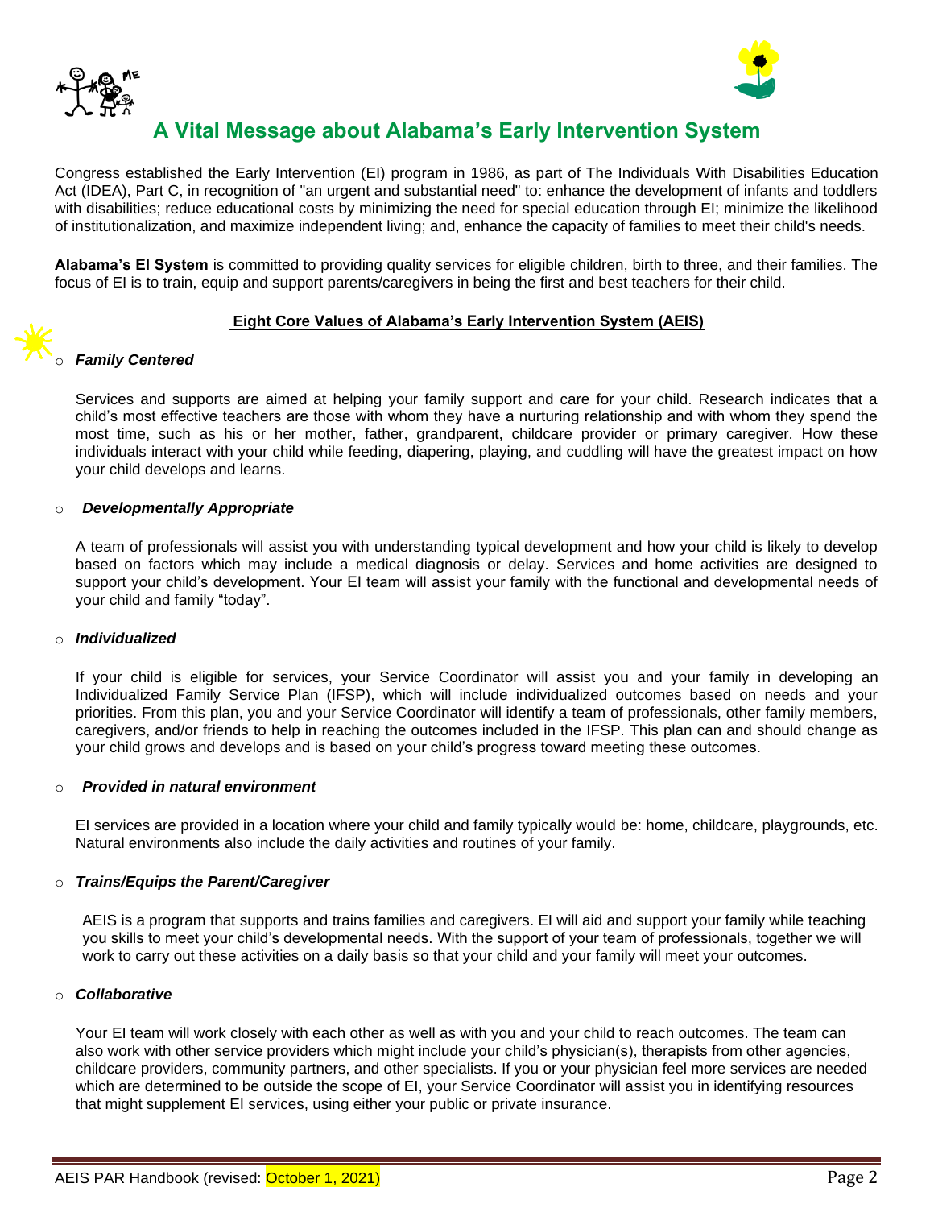# A Vital Message about Alabama's Early Intervention System

Congress established the Early Intervention (EI) program in 1986, as part of The Individuals With Disabilities Education Act (IDEA), Part C, in recognition of "an urgent and substantial need" to: enhance the development of infants and toddlers with disabilities; reduce educational costs by minimizing the need for special education through EI; minimize the likelihood of institutionalization, and maximize independent living; and, enhance the capacity of families to meet their child's needs.

**Alabama's EI System** is committed to providing quality services for eligible children, birth to three, and their families. The focus of EI is to train, equip and support parents/caregivers in being the first and best teachers for their child.

## Eight Core Values of Alabama's Early Intervention System (AEIS)

- ***Family Centered***

  Services and supports are aimed at helping your family support and care for your child. Research indicates that a child's most effective teachers are those with whom they have a nurturing relationship and with whom they spend the most time, such as his or her mother, father, grandparent, childcare provider or primary caregiver. How these individuals interact with your child while feeding, diapering, playing, and cuddling will have the greatest impact on how your child develops and learns.

- ***Developmentally Appropriate***

  A team of professionals will assist you with understanding typical development and how your child is likely to develop based on factors which may include a medical diagnosis or delay. Services and home activities are designed to support your child's development. Your EI team will assist your family with the functional and developmental needs of your child and family "today".

- ***Individualized***

  If your child is eligible for services, your Service Coordinator will assist you and your family in developing an Individualized Family Service Plan (IFSP), which will include individualized outcomes based on needs and your priorities. From this plan, you and your Service Coordinator will identify a team of professionals, other family members, caregivers, and/or friends to help in reaching the outcomes included in the IFSP. This plan can and should change as your child grows and develops and is based on your child's progress toward meeting these outcomes.

- ***Provided in natural environment***

  EI services are provided in a location where your child and family typically would be: home, childcare, playgrounds, etc. Natural environments also include the daily activities and routines of your family.

- ***Trains/Equips the Parent/Caregiver***

  AEIS is a program that supports and trains families and caregivers. EI will aid and support your family while teaching you skills to meet your child's developmental needs. With the support of your team of professionals, together we will work to carry out these activities on a daily basis so that your child and your family will meet your outcomes.

- ***Collaborative***

  Your EI team will work closely with each other as well as with you and your child to reach outcomes. The team can also work with other service providers which might include your child's physician(s), therapists from other agencies, childcare providers, community partners, and other specialists. If you or your physician feel more services are needed which are determined to be outside the scope of EI, your Service Coordinator will assist you in identifying resources that might supplement EI services, using either your public or private insurance.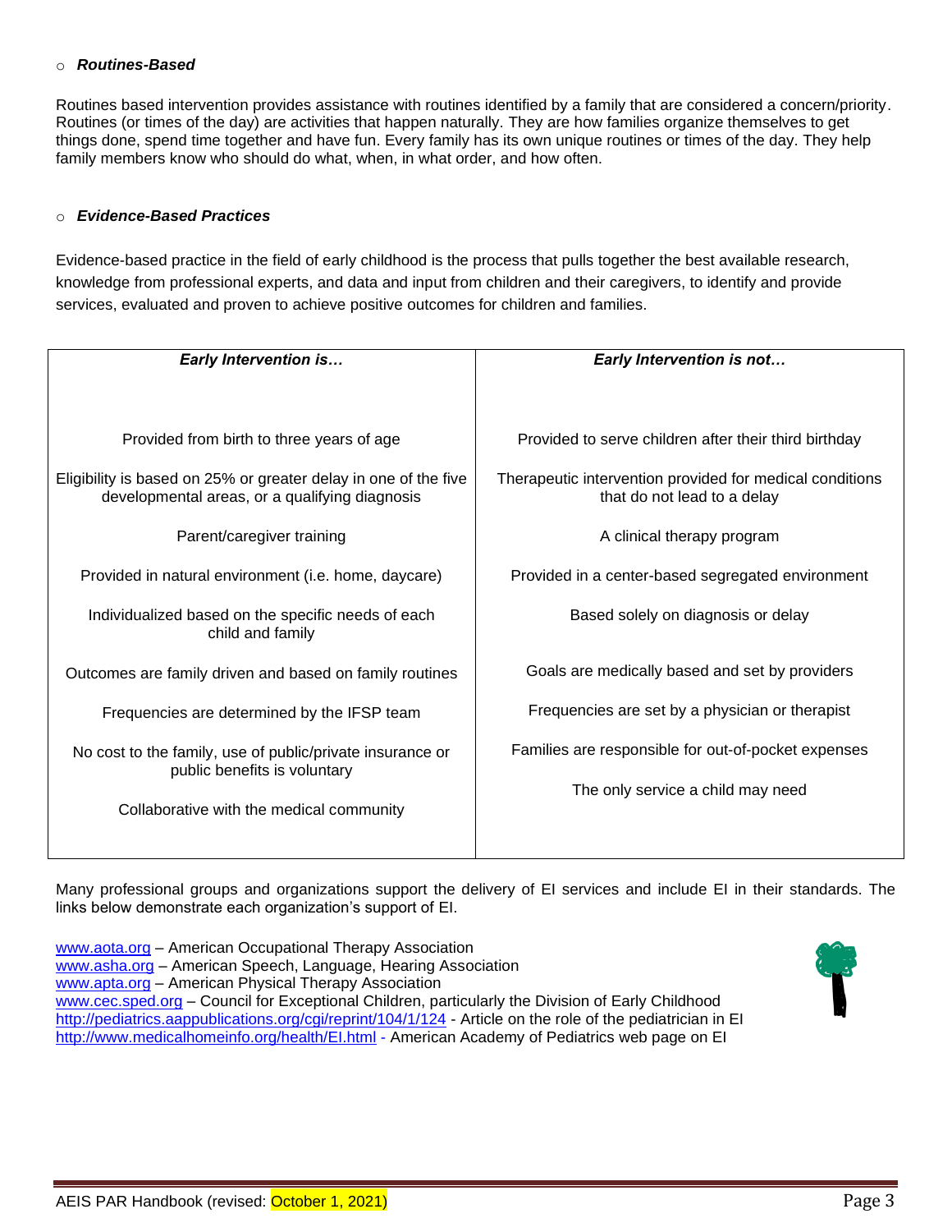- ***Routines-Based***

Routines based intervention provides assistance with routines identified by a family that are considered a concern/priority. Routines (or times of the day) are activities that happen naturally. They are how families organize themselves to get things done, spend time together and have fun. Every family has its own unique routines or times of the day. They help family members know who should do what, when, in what order, and how often.

- ***Evidence-Based Practices***

Evidence-based practice in the field of early childhood is the process that pulls together the best available research, knowledge from professional experts, and data and input from children and their caregivers, to identify and provide services, evaluated and proven to achieve positive outcomes for children and families.

| ***Early Intervention is…*** | ***Early Intervention is not…*** |
|---|---|
| Provided from birth to three years of age | Provided to serve children after their third birthday |
| Eligibility is based on 25% or greater delay in one of the five developmental areas, or a qualifying diagnosis | Therapeutic intervention provided for medical conditions that do not lead to a delay |
| Parent/caregiver training | A clinical therapy program |
| Provided in natural environment (i.e. home, daycare) | Provided in a center-based segregated environment |
| Individualized based on the specific needs of each child and family | Based solely on diagnosis or delay |
| Outcomes are family driven and based on family routines | Goals are medically based and set by providers |
| Frequencies are determined by the IFSP team | Frequencies are set by a physician or therapist |
| No cost to the family, use of public/private insurance or public benefits is voluntary | Families are responsible for out-of-pocket expenses |
| Collaborative with the medical community | The only service a child may need |

Many professional groups and organizations support the delivery of EI services and include EI in their standards. The links below demonstrate each organization's support of EI.

[www.aota.org](http://www.aota.org) – American Occupational Therapy Association
[www.asha.org](http://www.asha.org) – American Speech, Language, Hearing Association
[www.apta.org](http://www.apta.org) – American Physical Therapy Association
[www.cec.sped.org](http://www.cec.sped.org) – Council for Exceptional Children, particularly the Division of Early Childhood
[http://pediatrics.aappublications.org/cgi/reprint/104/1/124](http://pediatrics.aappublications.org/cgi/reprint/104/1/124) - Article on the role of the pediatrician in EI
[http://www.medicalhomeinfo.org/health/EI.html](http://www.medicalhomeinfo.org/health/EI.html) - American Academy of Pediatrics web page on EI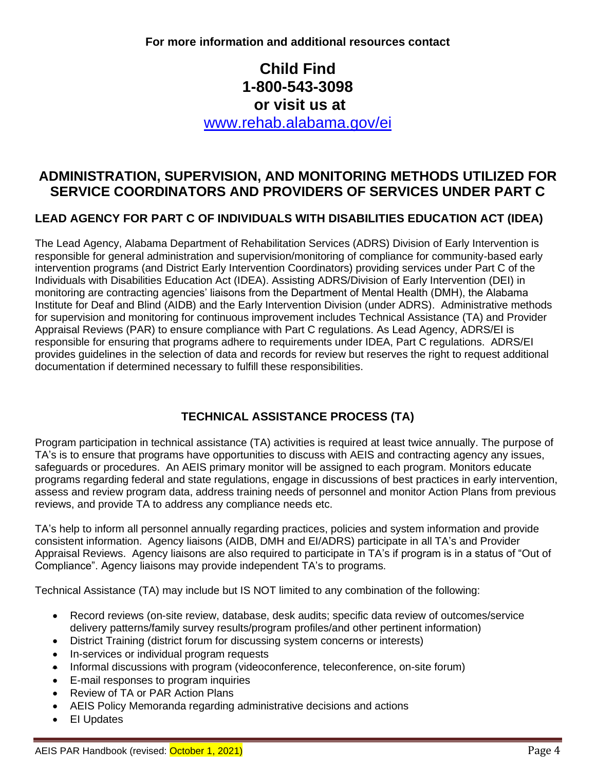**For more information and additional resources contact**

**Child Find**
**1-800-543-3098**
**or visit us at**
[www.rehab.alabama.gov/ei](http://www.rehab.alabama.gov/ei)

## ADMINISTRATION, SUPERVISION, AND MONITORING METHODS UTILIZED FOR SERVICE COORDINATORS AND PROVIDERS OF SERVICES UNDER PART C

### LEAD AGENCY FOR PART C OF INDIVIDUALS WITH DISABILITIES EDUCATION ACT (IDEA)

The Lead Agency, Alabama Department of Rehabilitation Services (ADRS) Division of Early Intervention is responsible for general administration and supervision/monitoring of compliance for community-based early intervention programs (and District Early Intervention Coordinators) providing services under Part C of the Individuals with Disabilities Education Act (IDEA). Assisting ADRS/Division of Early Intervention (DEI) in monitoring are contracting agencies' liaisons from the Department of Mental Health (DMH), the Alabama Institute for Deaf and Blind (AIDB) and the Early Intervention Division (under ADRS). Administrative methods for supervision and monitoring for continuous improvement includes Technical Assistance (TA) and Provider Appraisal Reviews (PAR) to ensure compliance with Part C regulations. As Lead Agency, ADRS/EI is responsible for ensuring that programs adhere to requirements under IDEA, Part C regulations. ADRS/EI provides guidelines in the selection of data and records for review but reserves the right to request additional documentation if determined necessary to fulfill these responsibilities.

### TECHNICAL ASSISTANCE PROCESS (TA)

Program participation in technical assistance (TA) activities is required at least twice annually. The purpose of TA's is to ensure that programs have opportunities to discuss with AEIS and contracting agency any issues, safeguards or procedures. An AEIS primary monitor will be assigned to each program. Monitors educate programs regarding federal and state regulations, engage in discussions of best practices in early intervention, assess and review program data, address training needs of personnel and monitor Action Plans from previous reviews, and provide TA to address any compliance needs etc.

TA's help to inform all personnel annually regarding practices, policies and system information and provide consistent information. Agency liaisons (AIDB, DMH and EI/ADRS) participate in all TA's and Provider Appraisal Reviews. Agency liaisons are also required to participate in TA's if program is in a status of "Out of Compliance". Agency liaisons may provide independent TA's to programs.

Technical Assistance (TA) may include but IS NOT limited to any combination of the following:

- Record reviews (on-site review, database, desk audits; specific data review of outcomes/service delivery patterns/family survey results/program profiles/and other pertinent information)
- District Training (district forum for discussing system concerns or interests)
- In-services or individual program requests
- Informal discussions with program (videoconference, teleconference, on-site forum)
- E-mail responses to program inquiries
- Review of TA or PAR Action Plans
- AEIS Policy Memoranda regarding administrative decisions and actions
- EI Updates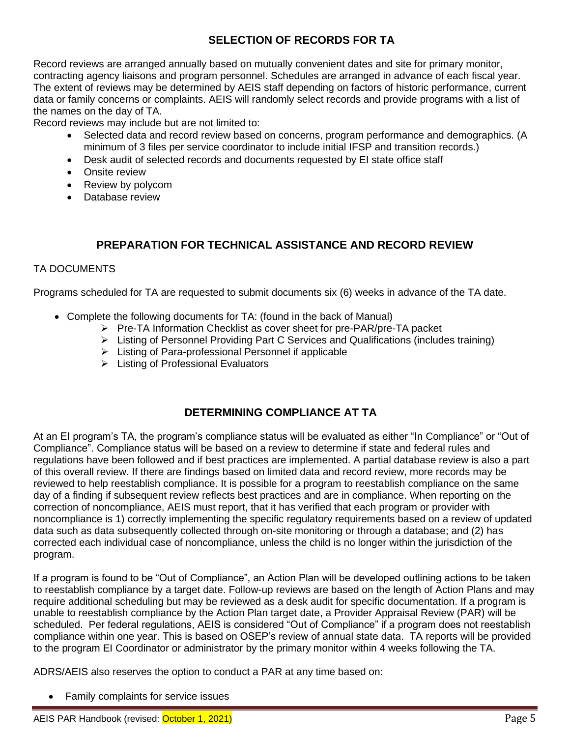## SELECTION OF RECORDS FOR TA

Record reviews are arranged annually based on mutually convenient dates and site for primary monitor, contracting agency liaisons and program personnel. Schedules are arranged in advance of each fiscal year. The extent of reviews may be determined by AEIS staff depending on factors of historic performance, current data or family concerns or complaints. AEIS will randomly select records and provide programs with a list of the names on the day of TA.

Record reviews may include but are not limited to:

- Selected data and record review based on concerns, program performance and demographics. (A minimum of 3 files per service coordinator to include initial IFSP and transition records.)
- Desk audit of selected records and documents requested by EI state office staff
- Onsite review
- Review by polycom
- Database review

## PREPARATION FOR TECHNICAL ASSISTANCE AND RECORD REVIEW

TA DOCUMENTS

Programs scheduled for TA are requested to submit documents six (6) weeks in advance of the TA date.

- Complete the following documents for TA: (found in the back of Manual)
    - Pre-TA Information Checklist as cover sheet for pre-PAR/pre-TA packet
    - Listing of Personnel Providing Part C Services and Qualifications (includes training)
    - Listing of Para-professional Personnel if applicable
    - Listing of Professional Evaluators

## DETERMINING COMPLIANCE AT TA

At an EI program's TA, the program's compliance status will be evaluated as either "In Compliance" or "Out of Compliance". Compliance status will be based on a review to determine if state and federal rules and regulations have been followed and if best practices are implemented. A partial database review is also a part of this overall review. If there are findings based on limited data and record review, more records may be reviewed to help reestablish compliance. It is possible for a program to reestablish compliance on the same day of a finding if subsequent review reflects best practices and are in compliance. When reporting on the correction of noncompliance, AEIS must report, that it has verified that each program or provider with noncompliance is 1) correctly implementing the specific regulatory requirements based on a review of updated data such as data subsequently collected through on-site monitoring or through a database; and (2) has corrected each individual case of noncompliance, unless the child is no longer within the jurisdiction of the program.

If a program is found to be "Out of Compliance", an Action Plan will be developed outlining actions to be taken to reestablish compliance by a target date. Follow-up reviews are based on the length of Action Plans and may require additional scheduling but may be reviewed as a desk audit for specific documentation. If a program is unable to reestablish compliance by the Action Plan target date, a Provider Appraisal Review (PAR) will be scheduled. Per federal regulations, AEIS is considered "Out of Compliance" if a program does not reestablish compliance within one year. This is based on OSEP's review of annual state data. TA reports will be provided to the program EI Coordinator or administrator by the primary monitor within 4 weeks following the TA.

ADRS/AEIS also reserves the option to conduct a PAR at any time based on:

- Family complaints for service issues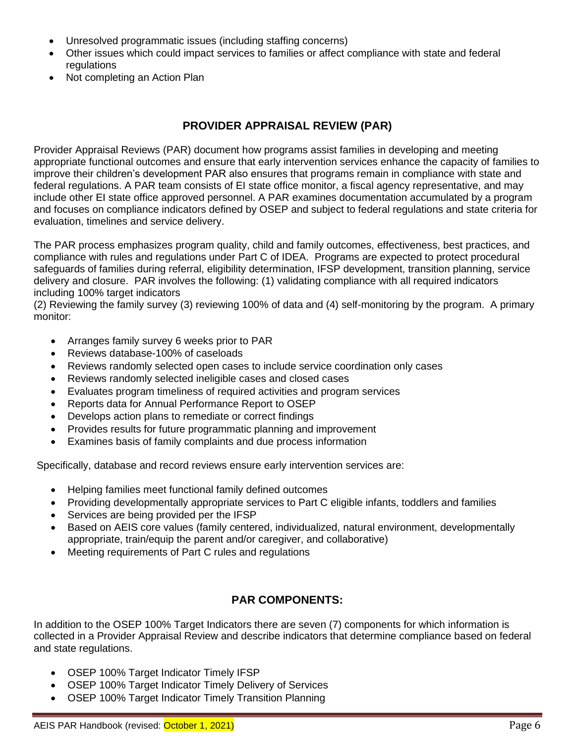- Unresolved programmatic issues (including staffing concerns)
- Other issues which could impact services to families or affect compliance with state and federal regulations
- Not completing an Action Plan

## PROVIDER APPRAISAL REVIEW (PAR)

Provider Appraisal Reviews (PAR) document how programs assist families in developing and meeting appropriate functional outcomes and ensure that early intervention services enhance the capacity of families to improve their children's development PAR also ensures that programs remain in compliance with state and federal regulations. A PAR team consists of EI state office monitor, a fiscal agency representative, and may include other EI state office approved personnel. A PAR examines documentation accumulated by a program and focuses on compliance indicators defined by OSEP and subject to federal regulations and state criteria for evaluation, timelines and service delivery.

The PAR process emphasizes program quality, child and family outcomes, effectiveness, best practices, and compliance with rules and regulations under Part C of IDEA. Programs are expected to protect procedural safeguards of families during referral, eligibility determination, IFSP development, transition planning, service delivery and closure. PAR involves the following: (1) validating compliance with all required indicators including 100% target indicators
(2) Reviewing the family survey (3) reviewing 100% of data and (4) self-monitoring by the program. A primary monitor:

- Arranges family survey 6 weeks prior to PAR
- Reviews database-100% of caseloads
- Reviews randomly selected open cases to include service coordination only cases
- Reviews randomly selected ineligible cases and closed cases
- Evaluates program timeliness of required activities and program services
- Reports data for Annual Performance Report to OSEP
- Develops action plans to remediate or correct findings
- Provides results for future programmatic planning and improvement
- Examines basis of family complaints and due process information

Specifically, database and record reviews ensure early intervention services are:

- Helping families meet functional family defined outcomes
- Providing developmentally appropriate services to Part C eligible infants, toddlers and families
- Services are being provided per the IFSP
- Based on AEIS core values (family centered, individualized, natural environment, developmentally appropriate, train/equip the parent and/or caregiver, and collaborative)
- Meeting requirements of Part C rules and regulations

## PAR COMPONENTS:

In addition to the OSEP 100% Target Indicators there are seven (7) components for which information is collected in a Provider Appraisal Review and describe indicators that determine compliance based on federal and state regulations.

- OSEP 100% Target Indicator Timely IFSP
- OSEP 100% Target Indicator Timely Delivery of Services
- OSEP 100% Target Indicator Timely Transition Planning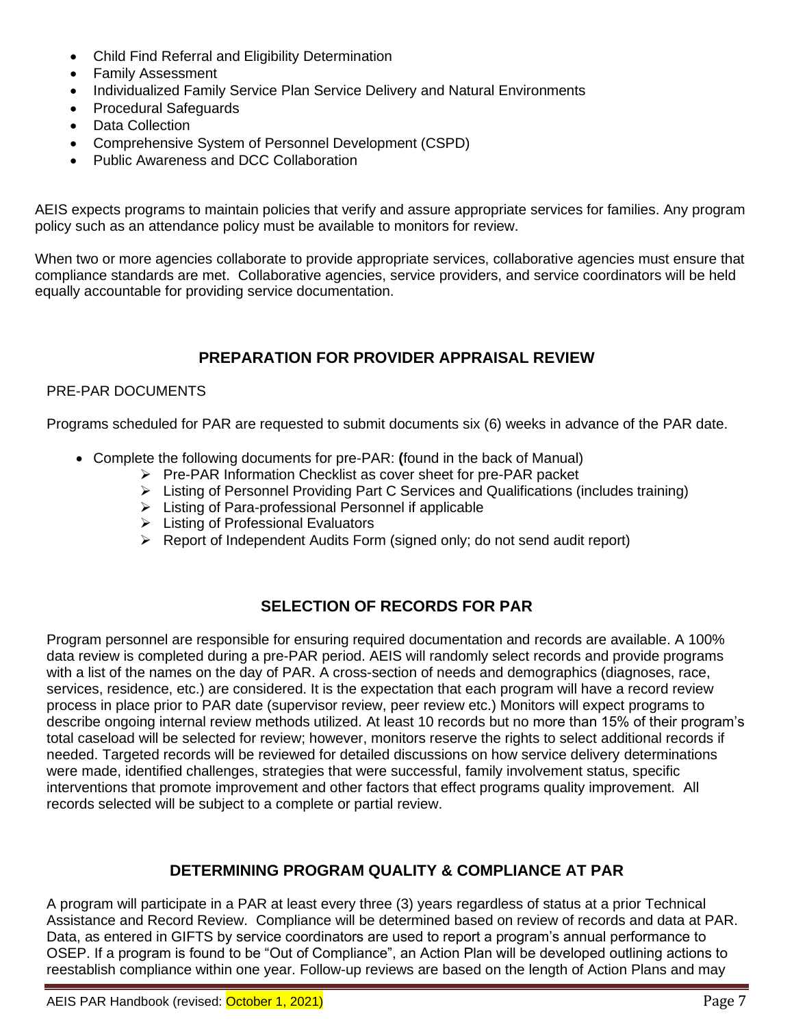- Child Find Referral and Eligibility Determination
- Family Assessment
- Individualized Family Service Plan Service Delivery and Natural Environments
- Procedural Safeguards
- Data Collection
- Comprehensive System of Personnel Development (CSPD)
- Public Awareness and DCC Collaboration

AEIS expects programs to maintain policies that verify and assure appropriate services for families. Any program policy such as an attendance policy must be available to monitors for review.

When two or more agencies collaborate to provide appropriate services, collaborative agencies must ensure that compliance standards are met. Collaborative agencies, service providers, and service coordinators will be held equally accountable for providing service documentation.

## PREPARATION FOR PROVIDER APPRAISAL REVIEW

PRE-PAR DOCUMENTS

Programs scheduled for PAR are requested to submit documents six (6) weeks in advance of the PAR date.

- Complete the following documents for pre-PAR: **(**found in the back of Manual)
  - Pre-PAR Information Checklist as cover sheet for pre-PAR packet
  - Listing of Personnel Providing Part C Services and Qualifications (includes training)
  - Listing of Para-professional Personnel if applicable
  - Listing of Professional Evaluators
  - Report of Independent Audits Form (signed only; do not send audit report)

## SELECTION OF RECORDS FOR PAR

Program personnel are responsible for ensuring required documentation and records are available. A 100% data review is completed during a pre-PAR period. AEIS will randomly select records and provide programs with a list of the names on the day of PAR. A cross-section of needs and demographics (diagnoses, race, services, residence, etc.) are considered. It is the expectation that each program will have a record review process in place prior to PAR date (supervisor review, peer review etc.) Monitors will expect programs to describe ongoing internal review methods utilized. At least 10 records but no more than 15% of their program's total caseload will be selected for review; however, monitors reserve the rights to select additional records if needed. Targeted records will be reviewed for detailed discussions on how service delivery determinations were made, identified challenges, strategies that were successful, family involvement status, specific interventions that promote improvement and other factors that effect programs quality improvement. All records selected will be subject to a complete or partial review.

## DETERMINING PROGRAM QUALITY & COMPLIANCE AT PAR

A program will participate in a PAR at least every three (3) years regardless of status at a prior Technical Assistance and Record Review. Compliance will be determined based on review of records and data at PAR. Data, as entered in GIFTS by service coordinators are used to report a program's annual performance to OSEP. If a program is found to be "Out of Compliance", an Action Plan will be developed outlining actions to reestablish compliance within one year. Follow-up reviews are based on the length of Action Plans and may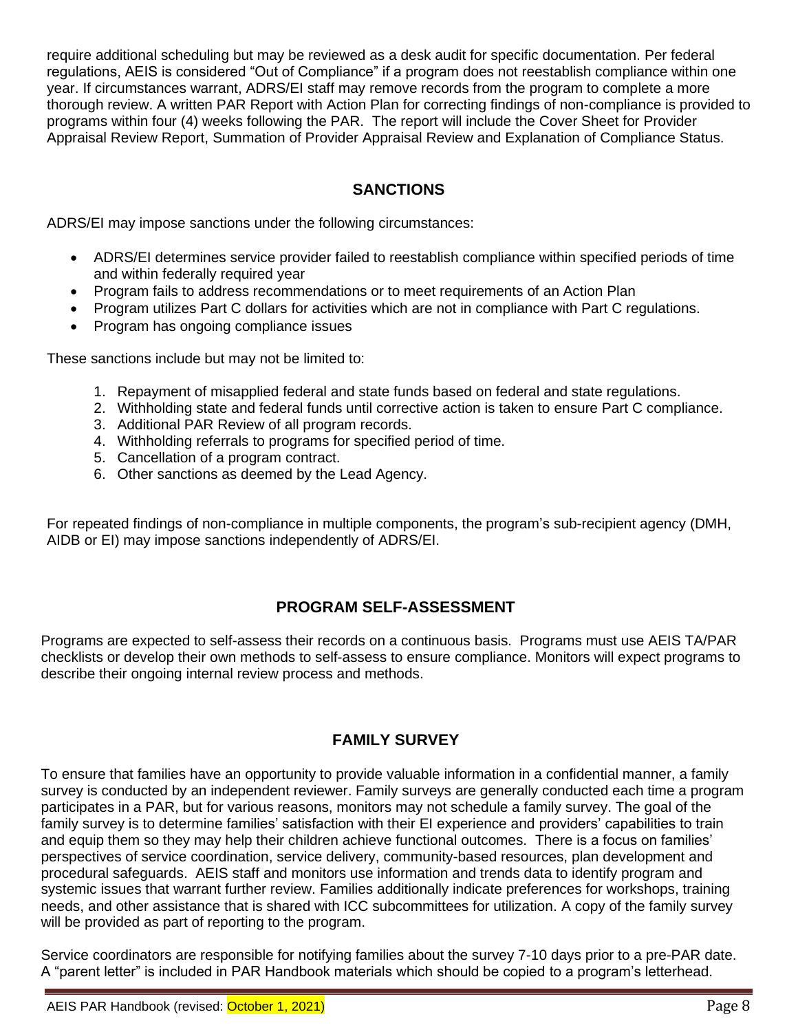require additional scheduling but may be reviewed as a desk audit for specific documentation. Per federal regulations, AEIS is considered "Out of Compliance" if a program does not reestablish compliance within one year. If circumstances warrant, ADRS/EI staff may remove records from the program to complete a more thorough review. A written PAR Report with Action Plan for correcting findings of non-compliance is provided to programs within four (4) weeks following the PAR. The report will include the Cover Sheet for Provider Appraisal Review Report, Summation of Provider Appraisal Review and Explanation of Compliance Status.

## SANCTIONS

ADRS/EI may impose sanctions under the following circumstances:

- ADRS/EI determines service provider failed to reestablish compliance within specified periods of time and within federally required year
- Program fails to address recommendations or to meet requirements of an Action Plan
- Program utilizes Part C dollars for activities which are not in compliance with Part C regulations.
- Program has ongoing compliance issues

These sanctions include but may not be limited to:

1. Repayment of misapplied federal and state funds based on federal and state regulations.
2. Withholding state and federal funds until corrective action is taken to ensure Part C compliance.
3. Additional PAR Review of all program records.
4. Withholding referrals to programs for specified period of time.
5. Cancellation of a program contract.
6. Other sanctions as deemed by the Lead Agency.

For repeated findings of non-compliance in multiple components, the program's sub-recipient agency (DMH, AIDB or EI) may impose sanctions independently of ADRS/EI.

## PROGRAM SELF-ASSESSMENT

Programs are expected to self-assess their records on a continuous basis. Programs must use AEIS TA/PAR checklists or develop their own methods to self-assess to ensure compliance. Monitors will expect programs to describe their ongoing internal review process and methods.

## FAMILY SURVEY

To ensure that families have an opportunity to provide valuable information in a confidential manner, a family survey is conducted by an independent reviewer. Family surveys are generally conducted each time a program participates in a PAR, but for various reasons, monitors may not schedule a family survey. The goal of the family survey is to determine families' satisfaction with their EI experience and providers' capabilities to train and equip them so they may help their children achieve functional outcomes. There is a focus on families' perspectives of service coordination, service delivery, community-based resources, plan development and procedural safeguards. AEIS staff and monitors use information and trends data to identify program and systemic issues that warrant further review. Families additionally indicate preferences for workshops, training needs, and other assistance that is shared with ICC subcommittees for utilization. A copy of the family survey will be provided as part of reporting to the program.

Service coordinators are responsible for notifying families about the survey 7-10 days prior to a pre-PAR date. A "parent letter" is included in PAR Handbook materials which should be copied to a program's letterhead.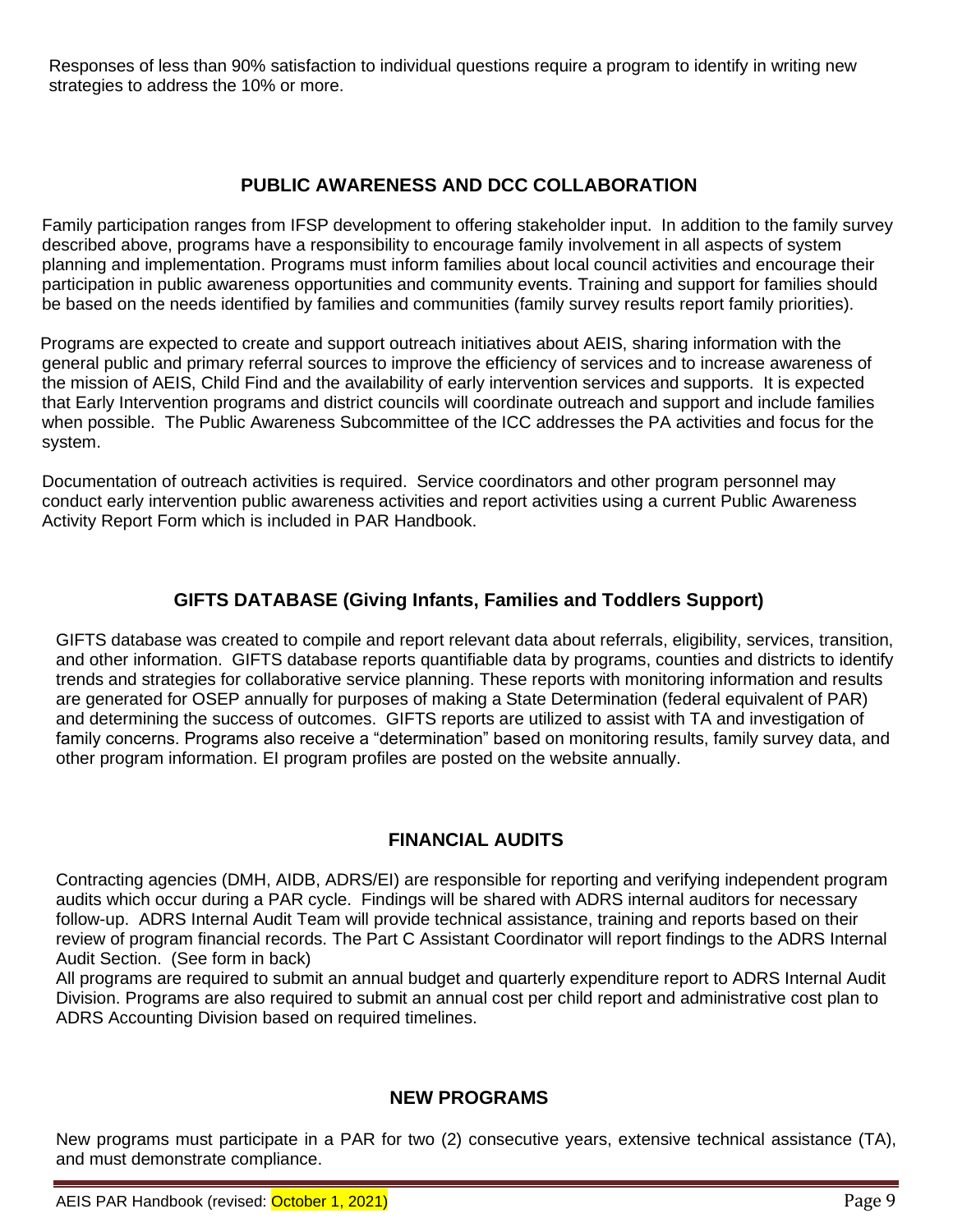Responses of less than 90% satisfaction to individual questions require a program to identify in writing new strategies to address the 10% or more.

## PUBLIC AWARENESS AND DCC COLLABORATION

Family participation ranges from IFSP development to offering stakeholder input. In addition to the family survey described above, programs have a responsibility to encourage family involvement in all aspects of system planning and implementation. Programs must inform families about local council activities and encourage their participation in public awareness opportunities and community events. Training and support for families should be based on the needs identified by families and communities (family survey results report family priorities).

Programs are expected to create and support outreach initiatives about AEIS, sharing information with the general public and primary referral sources to improve the efficiency of services and to increase awareness of the mission of AEIS, Child Find and the availability of early intervention services and supports. It is expected that Early Intervention programs and district councils will coordinate outreach and support and include families when possible. The Public Awareness Subcommittee of the ICC addresses the PA activities and focus for the system.

Documentation of outreach activities is required. Service coordinators and other program personnel may conduct early intervention public awareness activities and report activities using a current Public Awareness Activity Report Form which is included in PAR Handbook.

## GIFTS DATABASE (Giving Infants, Families and Toddlers Support)

GIFTS database was created to compile and report relevant data about referrals, eligibility, services, transition, and other information. GIFTS database reports quantifiable data by programs, counties and districts to identify trends and strategies for collaborative service planning. These reports with monitoring information and results are generated for OSEP annually for purposes of making a State Determination (federal equivalent of PAR) and determining the success of outcomes. GIFTS reports are utilized to assist with TA and investigation of family concerns. Programs also receive a "determination" based on monitoring results, family survey data, and other program information. EI program profiles are posted on the website annually.

## FINANCIAL AUDITS

Contracting agencies (DMH, AIDB, ADRS/EI) are responsible for reporting and verifying independent program audits which occur during a PAR cycle. Findings will be shared with ADRS internal auditors for necessary follow-up. ADRS Internal Audit Team will provide technical assistance, training and reports based on their review of program financial records. The Part C Assistant Coordinator will report findings to the ADRS Internal Audit Section. (See form in back)

All programs are required to submit an annual budget and quarterly expenditure report to ADRS Internal Audit Division. Programs are also required to submit an annual cost per child report and administrative cost plan to ADRS Accounting Division based on required timelines.

## NEW PROGRAMS

New programs must participate in a PAR for two (2) consecutive years, extensive technical assistance (TA), and must demonstrate compliance.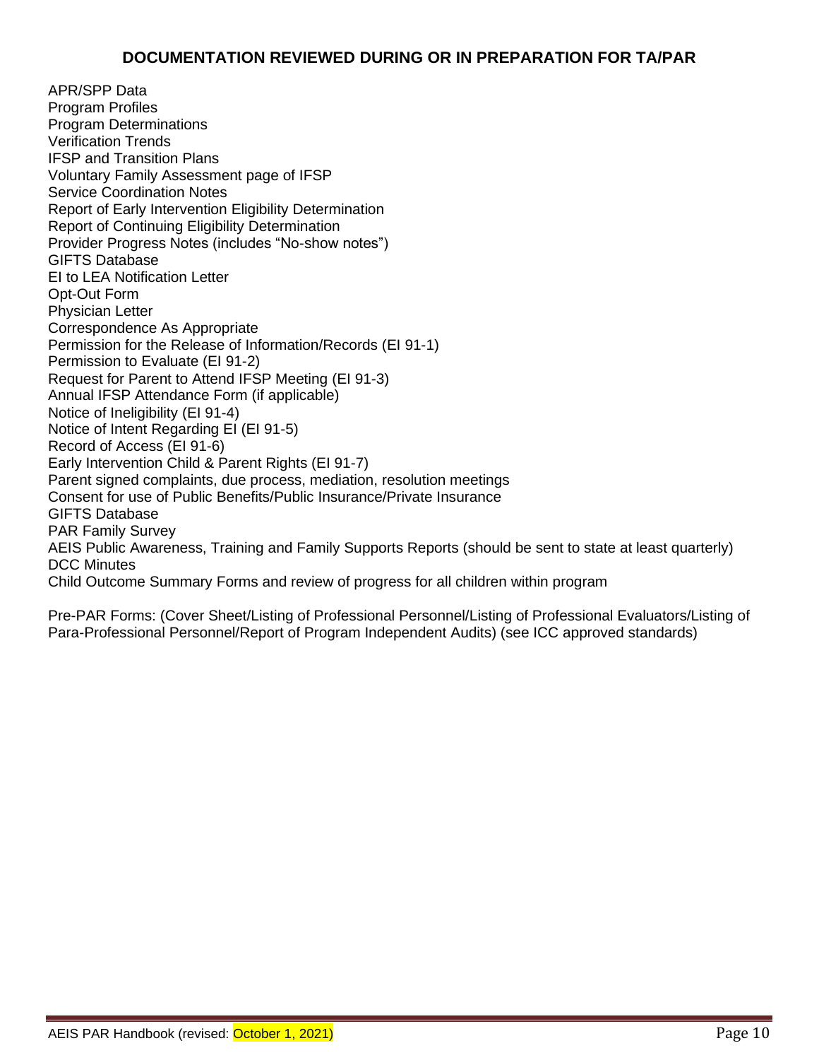## DOCUMENTATION REVIEWED DURING OR IN PREPARATION FOR TA/PAR

APR/SPP Data
Program Profiles
Program Determinations
Verification Trends
IFSP and Transition Plans
Voluntary Family Assessment page of IFSP
Service Coordination Notes
Report of Early Intervention Eligibility Determination
Report of Continuing Eligibility Determination
Provider Progress Notes (includes "No-show notes")
GIFTS Database
EI to LEA Notification Letter
Opt-Out Form
Physician Letter
Correspondence As Appropriate
Permission for the Release of Information/Records (EI 91-1)
Permission to Evaluate (EI 91-2)
Request for Parent to Attend IFSP Meeting (EI 91-3)
Annual IFSP Attendance Form (if applicable)
Notice of Ineligibility (EI 91-4)
Notice of Intent Regarding EI (EI 91-5)
Record of Access (EI 91-6)
Early Intervention Child & Parent Rights (EI 91-7)
Parent signed complaints, due process, mediation, resolution meetings
Consent for use of Public Benefits/Public Insurance/Private Insurance
GIFTS Database
PAR Family Survey
AEIS Public Awareness, Training and Family Supports Reports (should be sent to state at least quarterly)
DCC Minutes
Child Outcome Summary Forms and review of progress for all children within program

Pre-PAR Forms: (Cover Sheet/Listing of Professional Personnel/Listing of Professional Evaluators/Listing of Para-Professional Personnel/Report of Program Independent Audits) (see ICC approved standards)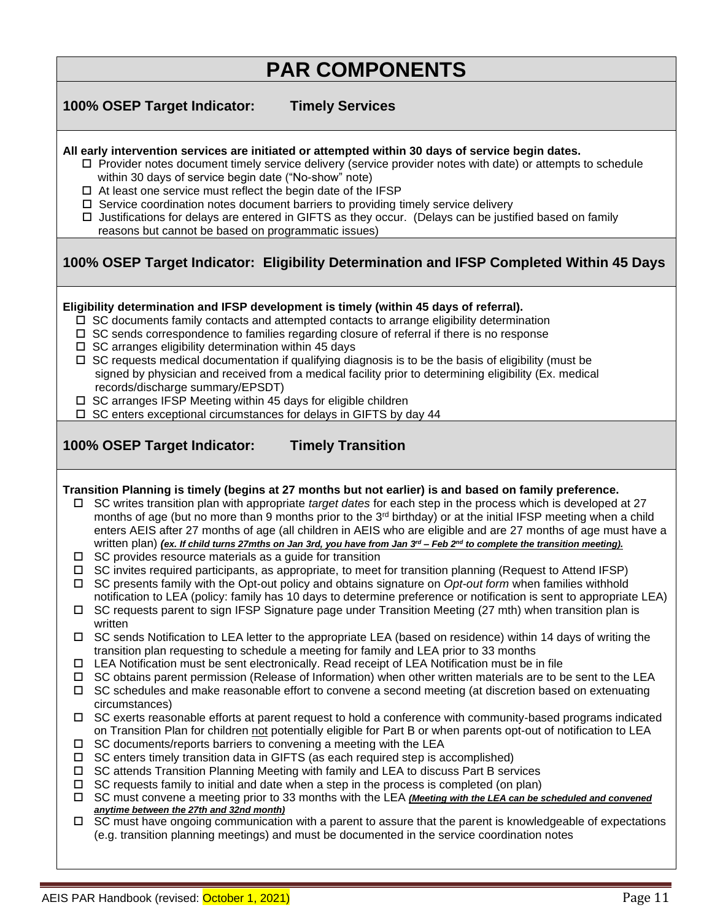# PAR COMPONENTS

## 100% OSEP Target Indicator: Timely Services

**All early intervention services are initiated or attempted within 30 days of service begin dates.**

- ☐ Provider notes document timely service delivery (service provider notes with date) or attempts to schedule within 30 days of service begin date ("No-show" note)
- ☐ At least one service must reflect the begin date of the IFSP
- ☐ Service coordination notes document barriers to providing timely service delivery
- ☐ Justifications for delays are entered in GIFTS as they occur. (Delays can be justified based on family reasons but cannot be based on programmatic issues)

## 100% OSEP Target Indicator: Eligibility Determination and IFSP Completed Within 45 Days

**Eligibility determination and IFSP development is timely (within 45 days of referral).**

- ☐ SC documents family contacts and attempted contacts to arrange eligibility determination
- ☐ SC sends correspondence to families regarding closure of referral if there is no response
- ☐ SC arranges eligibility determination within 45 days
- ☐ SC requests medical documentation if qualifying diagnosis is to be the basis of eligibility (must be signed by physician and received from a medical facility prior to determining eligibility (Ex. medical records/discharge summary/EPSDT)
- ☐ SC arranges IFSP Meeting within 45 days for eligible children
- ☐ SC enters exceptional circumstances for delays in GIFTS by day 44

## 100% OSEP Target Indicator: Timely Transition

**Transition Planning is timely (begins at 27 months but not earlier) is and based on family preference.**

- ☐ SC writes transition plan with appropriate *target dates* for each step in the process which is developed at 27 months of age (but no more than 9 months prior to the 3rd birthday) or at the initial IFSP meeting when a child enters AEIS after 27 months of age (all children in AEIS who are eligible and are 27 months of age must have a written plan) ***<u>(ex. If child turns 27mths on Jan 3rd, you have from Jan 3rd – Feb 2nd to complete the transition meeting).</u>***
- ☐ SC provides resource materials as a guide for transition
- ☐ SC invites required participants, as appropriate, to meet for transition planning (Request to Attend IFSP)
- ☐ SC presents family with the Opt-out policy and obtains signature on *Opt-out form* when families withhold notification to LEA (policy: family has 10 days to determine preference or notification is sent to appropriate LEA)
- ☐ SC requests parent to sign IFSP Signature page under Transition Meeting (27 mth) when transition plan is written
- ☐ SC sends Notification to LEA letter to the appropriate LEA (based on residence) within 14 days of writing the transition plan requesting to schedule a meeting for family and LEA prior to 33 months
- ☐ LEA Notification must be sent electronically. Read receipt of LEA Notification must be in file
- ☐ SC obtains parent permission (Release of Information) when other written materials are to be sent to the LEA
- ☐ SC schedules and make reasonable effort to convene a second meeting (at discretion based on extenuating circumstances)
- ☐ SC exerts reasonable efforts at parent request to hold a conference with community-based programs indicated on Transition Plan for children <u>not</u> potentially eligible for Part B or when parents opt-out of notification to LEA
- ☐ SC documents/reports barriers to convening a meeting with the LEA
- ☐ SC enters timely transition data in GIFTS (as each required step is accomplished)
- ☐ SC attends Transition Planning Meeting with family and LEA to discuss Part B services
- ☐ SC requests family to initial and date when a step in the process is completed (on plan)
- ☐ SC must convene a meeting prior to 33 months with the LEA ***<u>(Meeting with the LEA can be scheduled and convened anytime between the 27th and 32nd month)</u>***
- ☐ SC must have ongoing communication with a parent to assure that the parent is knowledgeable of expectations (e.g. transition planning meetings) and must be documented in the service coordination notes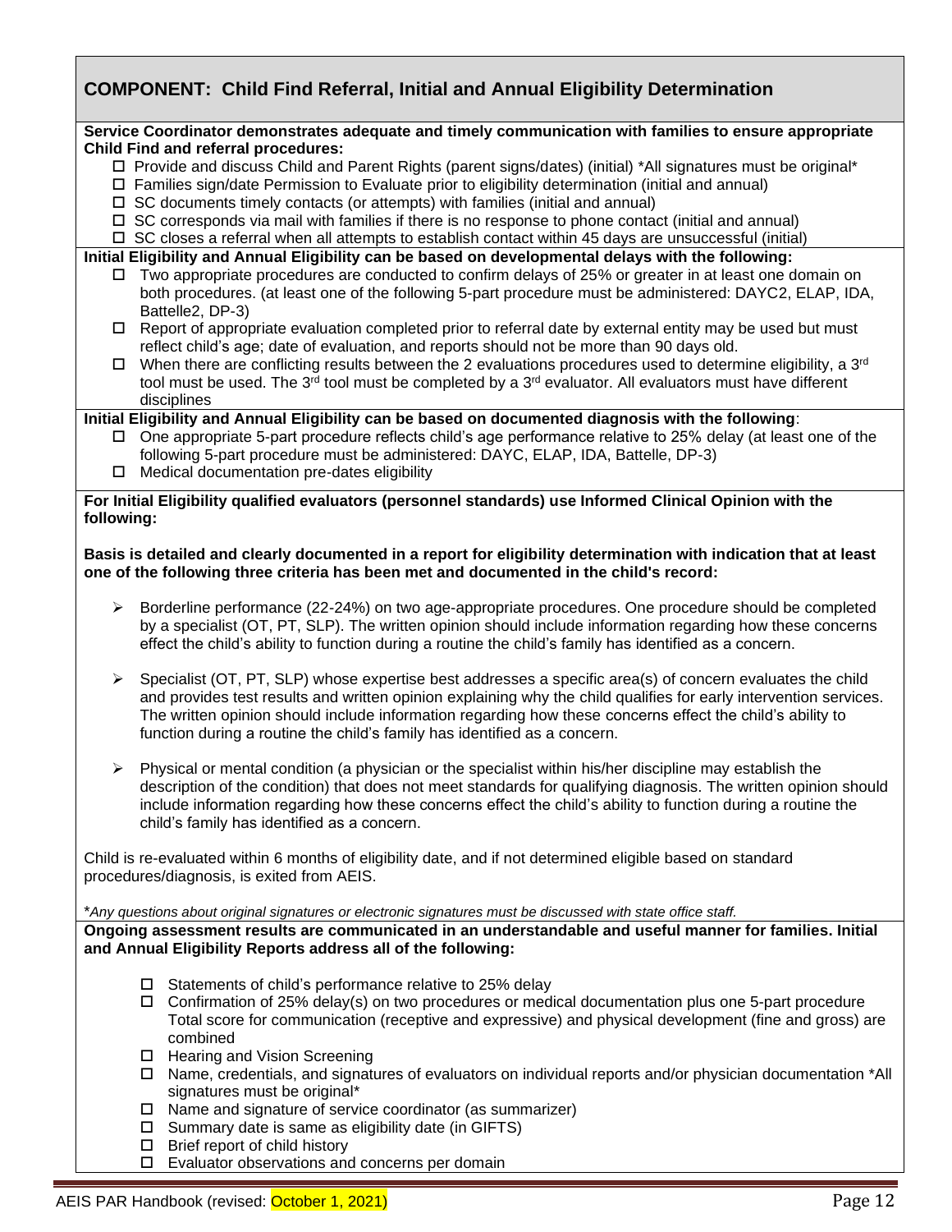## COMPONENT: Child Find Referral, Initial and Annual Eligibility Determination

**Service Coordinator demonstrates adequate and timely communication with families to ensure appropriate Child Find and referral procedures:**

- ☐ Provide and discuss Child and Parent Rights (parent signs/dates) (initial) *All signatures must be original*
- ☐ Families sign/date Permission to Evaluate prior to eligibility determination (initial and annual)
- ☐ SC documents timely contacts (or attempts) with families (initial and annual)
- ☐ SC corresponds via mail with families if there is no response to phone contact (initial and annual)
- ☐ SC closes a referral when all attempts to establish contact within 45 days are unsuccessful (initial)

**Initial Eligibility and Annual Eligibility can be based on developmental delays with the following:**

- ☐ Two appropriate procedures are conducted to confirm delays of 25% or greater in at least one domain on both procedures. (at least one of the following 5-part procedure must be administered: DAYC2, ELAP, IDA, Battelle2, DP-3)
- ☐ Report of appropriate evaluation completed prior to referral date by external entity may be used but must reflect child's age; date of evaluation, and reports should not be more than 90 days old.
- ☐ When there are conflicting results between the 2 evaluations procedures used to determine eligibility, a 3rd tool must be used. The 3rd tool must be completed by a 3rd evaluator. All evaluators must have different disciplines

**Initial Eligibility and Annual Eligibility can be based on documented diagnosis with the following**:

- ☐ One appropriate 5-part procedure reflects child's age performance relative to 25% delay (at least one of the following 5-part procedure must be administered: DAYC, ELAP, IDA, Battelle, DP-3)
- ☐ Medical documentation pre-dates eligibility

**For Initial Eligibility qualified evaluators (personnel standards) use Informed Clinical Opinion with the following:**

**Basis is detailed and clearly documented in a report for eligibility determination with indication that at least one of the following three criteria has been met and documented in the child's record:**

- ➢ Borderline performance (22-24%) on two age-appropriate procedures. One procedure should be completed by a specialist (OT, PT, SLP). The written opinion should include information regarding how these concerns effect the child's ability to function during a routine the child's family has identified as a concern.

- ➢ Specialist (OT, PT, SLP) whose expertise best addresses a specific area(s) of concern evaluates the child and provides test results and written opinion explaining why the child qualifies for early intervention services. The written opinion should include information regarding how these concerns effect the child's ability to function during a routine the child's family has identified as a concern.

- ➢ Physical or mental condition (a physician or the specialist within his/her discipline may establish the description of the condition) that does not meet standards for qualifying diagnosis. The written opinion should include information regarding how these concerns effect the child's ability to function during a routine the child's family has identified as a concern.

Child is re-evaluated within 6 months of eligibility date, and if not determined eligible based on standard procedures/diagnosis, is exited from AEIS.

**Any questions about original signatures or electronic signatures must be discussed with state office staff.*

**Ongoing assessment results are communicated in an understandable and useful manner for families. Initial and Annual Eligibility Reports address all of the following:**

- ☐ Statements of child's performance relative to 25% delay
- ☐ Confirmation of 25% delay(s) on two procedures or medical documentation plus one 5-part procedure Total score for communication (receptive and expressive) and physical development (fine and gross) are combined
- ☐ Hearing and Vision Screening
- ☐ Name, credentials, and signatures of evaluators on individual reports and/or physician documentation *All signatures must be original*
- ☐ Name and signature of service coordinator (as summarizer)
- ☐ Summary date is same as eligibility date (in GIFTS)
- ☐ Brief report of child history
- ☐ Evaluator observations and concerns per domain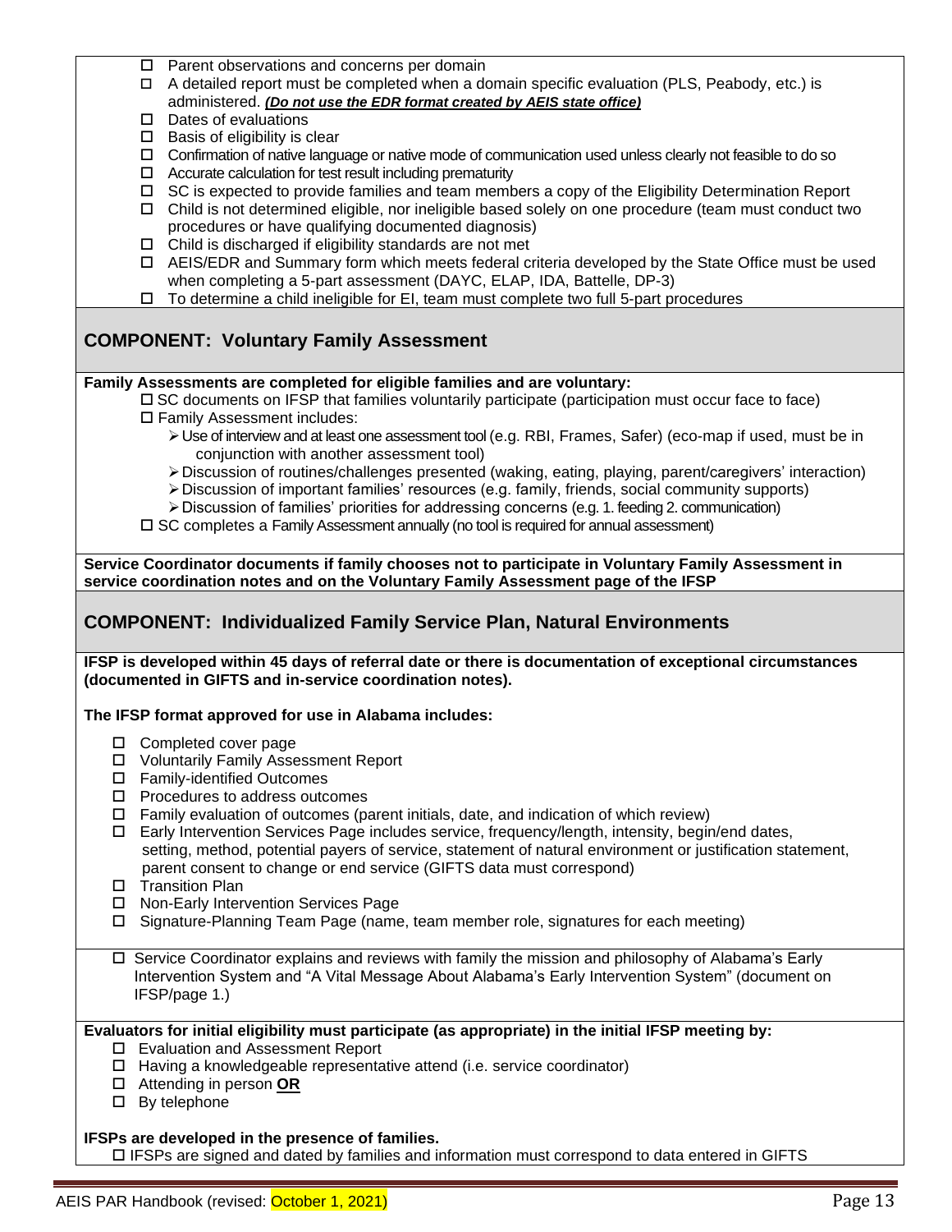- ☐ Parent observations and concerns per domain
- ☐ A detailed report must be completed when a domain specific evaluation (PLS, Peabody, etc.) is administered. ***(Do not use the EDR format created by AEIS state office)***
- ☐ Dates of evaluations
- ☐ Basis of eligibility is clear
- ☐ Confirmation of native language or native mode of communication used unless clearly not feasible to do so
- ☐ Accurate calculation for test result including prematurity
- ☐ SC is expected to provide families and team members a copy of the Eligibility Determination Report
- ☐ Child is not determined eligible, nor ineligible based solely on one procedure (team must conduct two procedures or have qualifying documented diagnosis)
- ☐ Child is discharged if eligibility standards are not met
- ☐ AEIS/EDR and Summary form which meets federal criteria developed by the State Office must be used when completing a 5-part assessment (DAYC, ELAP, IDA, Battelle, DP-3)
- ☐ To determine a child ineligible for EI, team must complete two full 5-part procedures

## COMPONENT: Voluntary Family Assessment

**Family Assessments are completed for eligible families and are voluntary:**

- ☐ SC documents on IFSP that families voluntarily participate (participation must occur face to face)
- ☐ Family Assessment includes:
  - ➢ Use of interview and at least one assessment tool (e.g. RBI, Frames, Safer) (eco-map if used, must be in conjunction with another assessment tool)
  - ➢ Discussion of routines/challenges presented (waking, eating, playing, parent/caregivers' interaction)
  - ➢ Discussion of important families' resources (e.g. family, friends, social community supports)
  - ➢ Discussion of families' priorities for addressing concerns (e.g. 1. feeding 2. communication)
- ☐ SC completes a Family Assessment annually (no tool is required for annual assessment)

**Service Coordinator documents if family chooses not to participate in Voluntary Family Assessment in service coordination notes and on the Voluntary Family Assessment page of the IFSP**

## COMPONENT: Individualized Family Service Plan, Natural Environments

**IFSP is developed within 45 days of referral date or there is documentation of exceptional circumstances (documented in GIFTS and in-service coordination notes).**

**The IFSP format approved for use in Alabama includes:**

- ☐ Completed cover page
- ☐ Voluntarily Family Assessment Report
- ☐ Family-identified Outcomes
- ☐ Procedures to address outcomes
- ☐ Family evaluation of outcomes (parent initials, date, and indication of which review)
- ☐ Early Intervention Services Page includes service, frequency/length, intensity, begin/end dates, setting, method, potential payers of service, statement of natural environment or justification statement, parent consent to change or end service (GIFTS data must correspond)
- ☐ Transition Plan
- ☐ Non-Early Intervention Services Page
- ☐ Signature-Planning Team Page (name, team member role, signatures for each meeting)

- ☐ Service Coordinator explains and reviews with family the mission and philosophy of Alabama's Early Intervention System and "A Vital Message About Alabama's Early Intervention System" (document on IFSP/page 1.)

**Evaluators for initial eligibility must participate (as appropriate) in the initial IFSP meeting by:**

- ☐ Evaluation and Assessment Report
- ☐ Having a knowledgeable representative attend (i.e. service coordinator)
- ☐ Attending in person **OR**
- ☐ By telephone

**IFSPs are developed in the presence of families.**

- ☐ IFSPs are signed and dated by families and information must correspond to data entered in GIFTS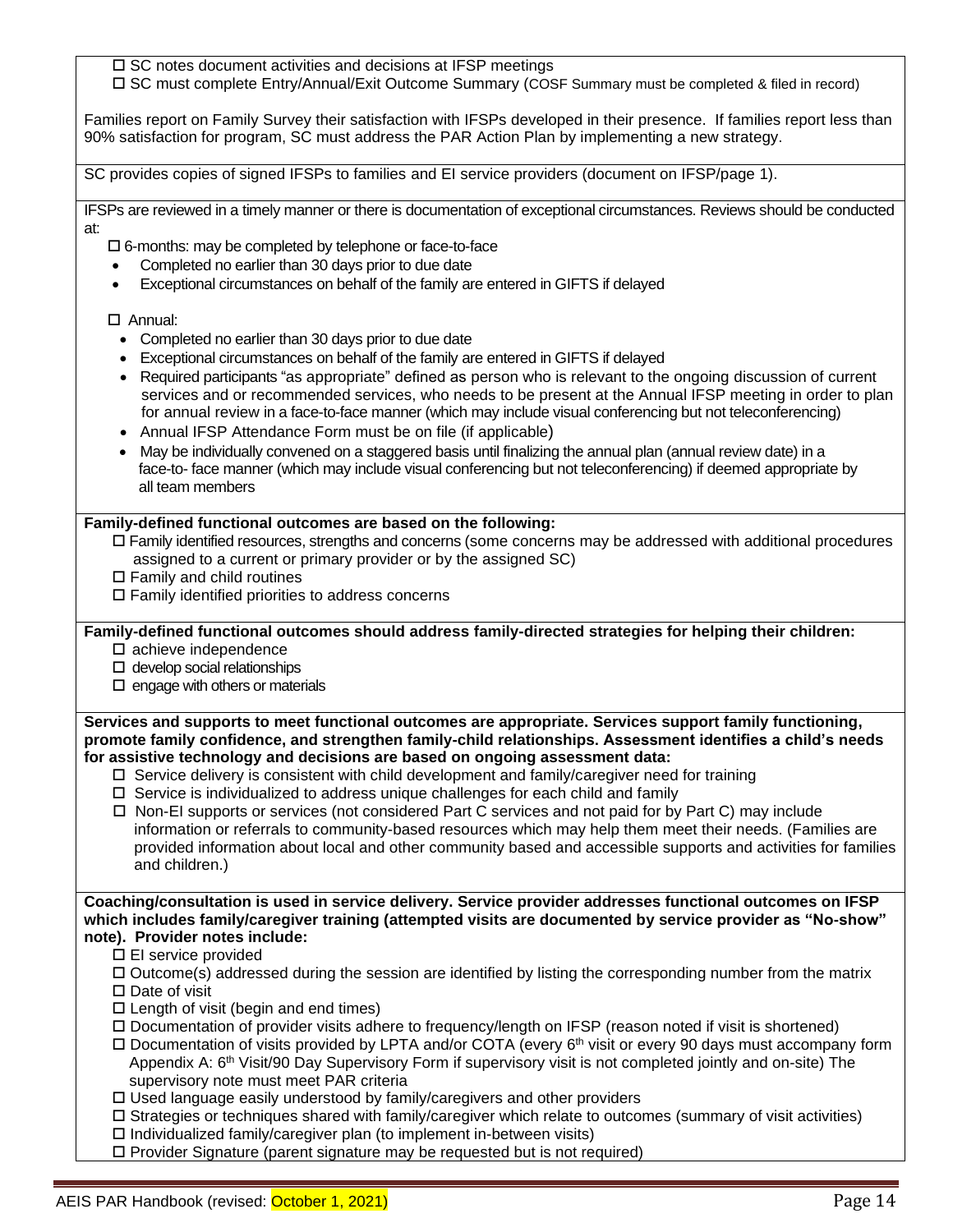☐ SC notes document activities and decisions at IFSP meetings

☐ SC must complete Entry/Annual/Exit Outcome Summary (COSF Summary must be completed & filed in record)

Families report on Family Survey their satisfaction with IFSPs developed in their presence. If families report less than 90% satisfaction for program, SC must address the PAR Action Plan by implementing a new strategy.

SC provides copies of signed IFSPs to families and EI service providers (document on IFSP/page 1).

IFSPs are reviewed in a timely manner or there is documentation of exceptional circumstances. Reviews should be conducted at:

☐ 6-months: may be completed by telephone or face-to-face

- Completed no earlier than 30 days prior to due date
- Exceptional circumstances on behalf of the family are entered in GIFTS if delayed

☐ Annual:

- Completed no earlier than 30 days prior to due date
- Exceptional circumstances on behalf of the family are entered in GIFTS if delayed
- Required participants "as appropriate" defined as person who is relevant to the ongoing discussion of current services and or recommended services, who needs to be present at the Annual IFSP meeting in order to plan for annual review in a face-to-face manner (which may include visual conferencing but not teleconferencing)
- Annual IFSP Attendance Form must be on file (if applicable)
- May be individually convened on a staggered basis until finalizing the annual plan (annual review date) in a face-to- face manner (which may include visual conferencing but not teleconferencing) if deemed appropriate by all team members

**Family-defined functional outcomes are based on the following:**

☐ Family identified resources, strengths and concerns (some concerns may be addressed with additional procedures assigned to a current or primary provider or by the assigned SC)

☐ Family and child routines

☐ Family identified priorities to address concerns

**Family-defined functional outcomes should address family-directed strategies for helping their children:**

☐ achieve independence

☐ develop social relationships

☐ engage with others or materials

**Services and supports to meet functional outcomes are appropriate. Services support family functioning, promote family confidence, and strengthen family-child relationships. Assessment identifies a child's needs for assistive technology and decisions are based on ongoing assessment data:**

☐ Service delivery is consistent with child development and family/caregiver need for training

☐ Service is individualized to address unique challenges for each child and family

☐ Non-EI supports or services (not considered Part C services and not paid for by Part C) may include information or referrals to community-based resources which may help them meet their needs. (Families are provided information about local and other community based and accessible supports and activities for families and children.)

**Coaching/consultation is used in service delivery. Service provider addresses functional outcomes on IFSP which includes family/caregiver training (attempted visits are documented by service provider as "No-show" note). Provider notes include:**

☐ EI service provided

☐ Outcome(s) addressed during the session are identified by listing the corresponding number from the matrix

☐ Date of visit

☐ Length of visit (begin and end times)

☐ Documentation of provider visits adhere to frequency/length on IFSP (reason noted if visit is shortened)

☐ Documentation of visits provided by LPTA and/or COTA (every 6th visit or every 90 days must accompany form Appendix A: 6th Visit/90 Day Supervisory Form if supervisory visit is not completed jointly and on-site) The supervisory note must meet PAR criteria

☐ Used language easily understood by family/caregivers and other providers

☐ Strategies or techniques shared with family/caregiver which relate to outcomes (summary of visit activities)

☐ Individualized family/caregiver plan (to implement in-between visits)

☐ Provider Signature (parent signature may be requested but is not required)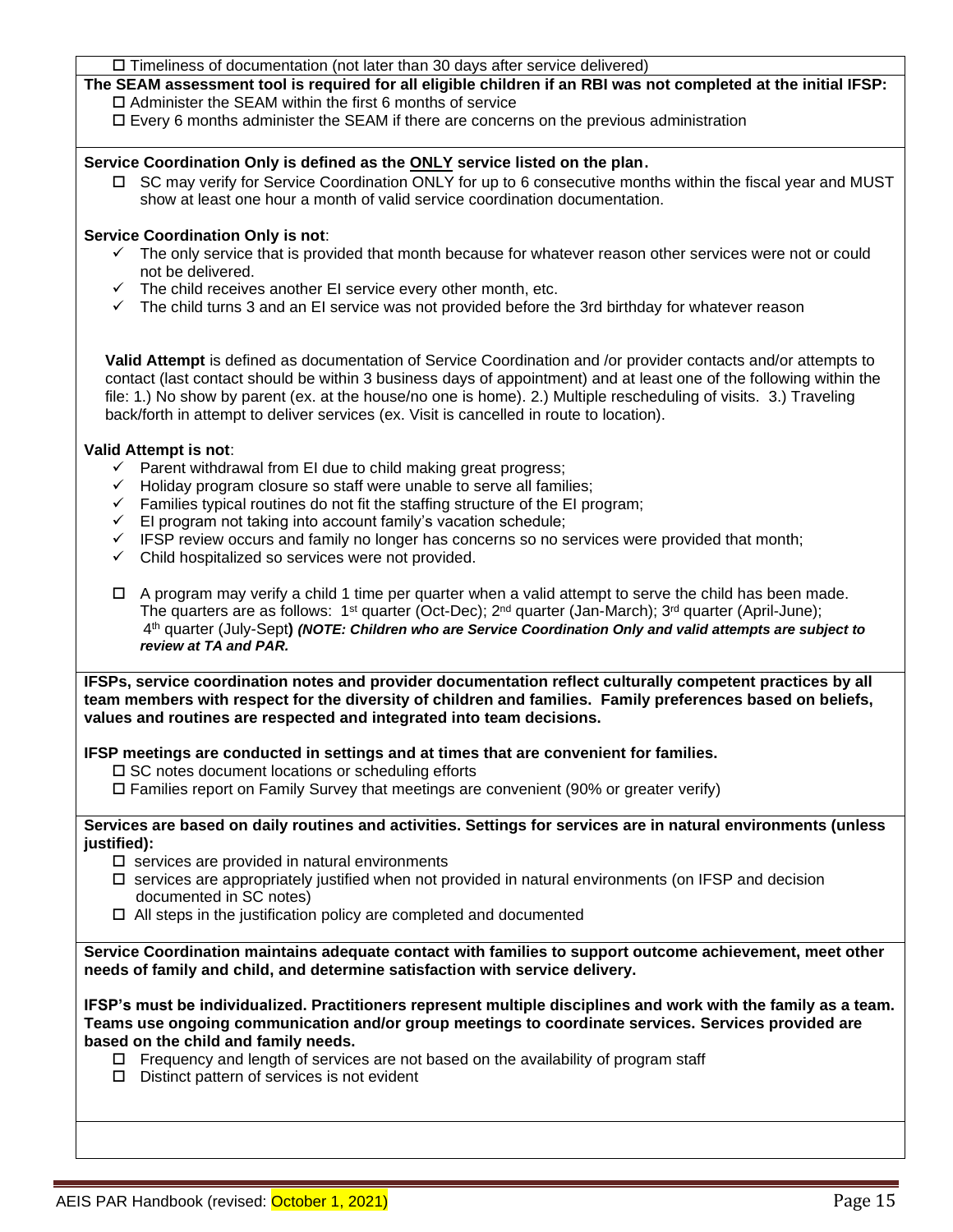☐ Timeliness of documentation (not later than 30 days after service delivered)

**The SEAM assessment tool is required for all eligible children if an RBI was not completed at the initial IFSP:**

☐ Administer the SEAM within the first 6 months of service

☐ Every 6 months administer the SEAM if there are concerns on the previous administration

**Service Coordination Only is defined as the ONLY service listed on the plan.**

☐ SC may verify for Service Coordination ONLY for up to 6 consecutive months within the fiscal year and MUST show at least one hour a month of valid service coordination documentation.

**Service Coordination Only is not**:

- ✓ The only service that is provided that month because for whatever reason other services were not or could not be delivered.
- ✓ The child receives another EI service every other month, etc.
- ✓ The child turns 3 and an EI service was not provided before the 3rd birthday for whatever reason

**Valid Attempt** is defined as documentation of Service Coordination and /or provider contacts and/or attempts to contact (last contact should be within 3 business days of appointment) and at least one of the following within the file: 1.) No show by parent (ex. at the house/no one is home). 2.) Multiple rescheduling of visits. 3.) Traveling back/forth in attempt to deliver services (ex. Visit is cancelled in route to location).

**Valid Attempt is not**:

- ✓ Parent withdrawal from EI due to child making great progress;
- ✓ Holiday program closure so staff were unable to serve all families;
- ✓ Families typical routines do not fit the staffing structure of the EI program;
- ✓ EI program not taking into account family's vacation schedule;
- ✓ IFSP review occurs and family no longer has concerns so no services were provided that month;
- ✓ Child hospitalized so services were not provided.

☐ A program may verify a child 1 time per quarter when a valid attempt to serve the child has been made. The quarters are as follows: 1st quarter (Oct-Dec); 2nd quarter (Jan-March); 3rd quarter (April-June); 4th quarter (July-Sept) ***(NOTE: Children who are Service Coordination Only and valid attempts are subject to review at TA and PAR.***

**IFSPs, service coordination notes and provider documentation reflect culturally competent practices by all team members with respect for the diversity of children and families. Family preferences based on beliefs, values and routines are respected and integrated into team decisions.**

**IFSP meetings are conducted in settings and at times that are convenient for families.**

☐ SC notes document locations or scheduling efforts

☐ Families report on Family Survey that meetings are convenient (90% or greater verify)

**Services are based on daily routines and activities. Settings for services are in natural environments (unless justified):**

☐ services are provided in natural environments

☐ services are appropriately justified when not provided in natural environments (on IFSP and decision documented in SC notes)

☐ All steps in the justification policy are completed and documented

**Service Coordination maintains adequate contact with families to support outcome achievement, meet other needs of family and child, and determine satisfaction with service delivery.**

**IFSP's must be individualized. Practitioners represent multiple disciplines and work with the family as a team. Teams use ongoing communication and/or group meetings to coordinate services. Services provided are based on the child and family needs.**

☐ Frequency and length of services are not based on the availability of program staff

☐ Distinct pattern of services is not evident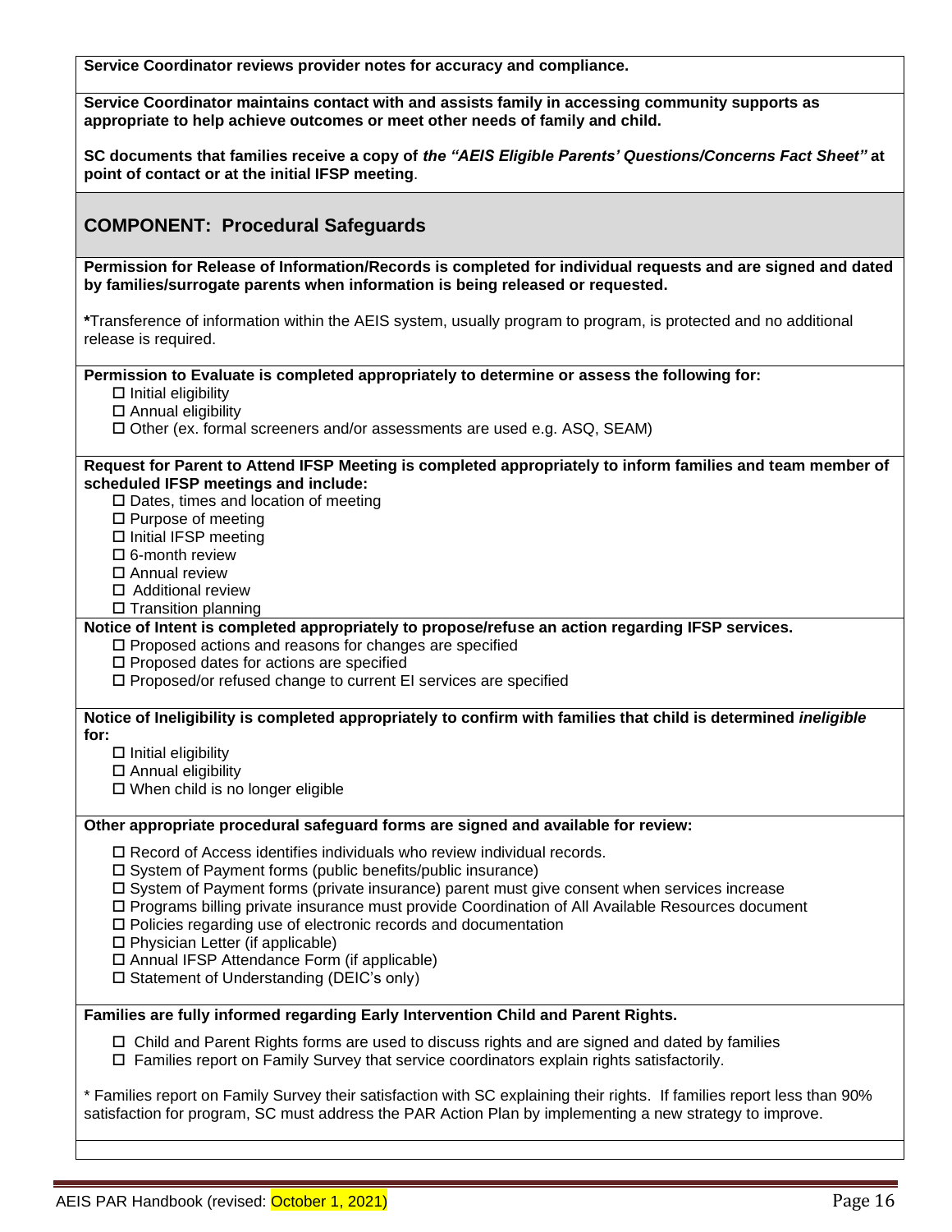**Service Coordinator reviews provider notes for accuracy and compliance.**

**Service Coordinator maintains contact with and assists family in accessing community supports as appropriate to help achieve outcomes or meet other needs of family and child.**

**SC documents that families receive a copy of *the "AEIS Eligible Parents' Questions/Concerns Fact Sheet"* at point of contact or at the initial IFSP meeting**.

## COMPONENT: Procedural Safeguards

**Permission for Release of Information/Records is completed for individual requests and are signed and dated by families/surrogate parents when information is being released or requested.**

***Transference of information within the AEIS system, usually program to program, is protected and no additional release is required.

**Permission to Evaluate is completed appropriately to determine or assess the following for:**

- ☐ Initial eligibility
- ☐ Annual eligibility
- ☐ Other (ex. formal screeners and/or assessments are used e.g. ASQ, SEAM)

**Request for Parent to Attend IFSP Meeting is completed appropriately to inform families and team member of scheduled IFSP meetings and include:**

- ☐ Dates, times and location of meeting
- ☐ Purpose of meeting
- ☐ Initial IFSP meeting
- ☐ 6-month review
- ☐ Annual review
- ☐ Additional review
- ☐ Transition planning

**Notice of Intent is completed appropriately to propose/refuse an action regarding IFSP services.**

- ☐ Proposed actions and reasons for changes are specified
- ☐ Proposed dates for actions are specified
- ☐ Proposed/or refused change to current EI services are specified

**Notice of Ineligibility is completed appropriately to confirm with families that child is determined *ineligible* for:**

- ☐ Initial eligibility
- ☐ Annual eligibility
- ☐ When child is no longer eligible

**Other appropriate procedural safeguard forms are signed and available for review:**

- ☐ Record of Access identifies individuals who review individual records.
- ☐ System of Payment forms (public benefits/public insurance)
- ☐ System of Payment forms (private insurance) parent must give consent when services increase
- ☐ Programs billing private insurance must provide Coordination of All Available Resources document
- ☐ Policies regarding use of electronic records and documentation
- ☐ Physician Letter (if applicable)
- ☐ Annual IFSP Attendance Form (if applicable)
- ☐ Statement of Understanding (DEIC's only)

**Families are fully informed regarding Early Intervention Child and Parent Rights.**

- ☐ Child and Parent Rights forms are used to discuss rights and are signed and dated by families
- ☐ Families report on Family Survey that service coordinators explain rights satisfactorily.

* Families report on Family Survey their satisfaction with SC explaining their rights. If families report less than 90% satisfaction for program, SC must address the PAR Action Plan by implementing a new strategy to improve.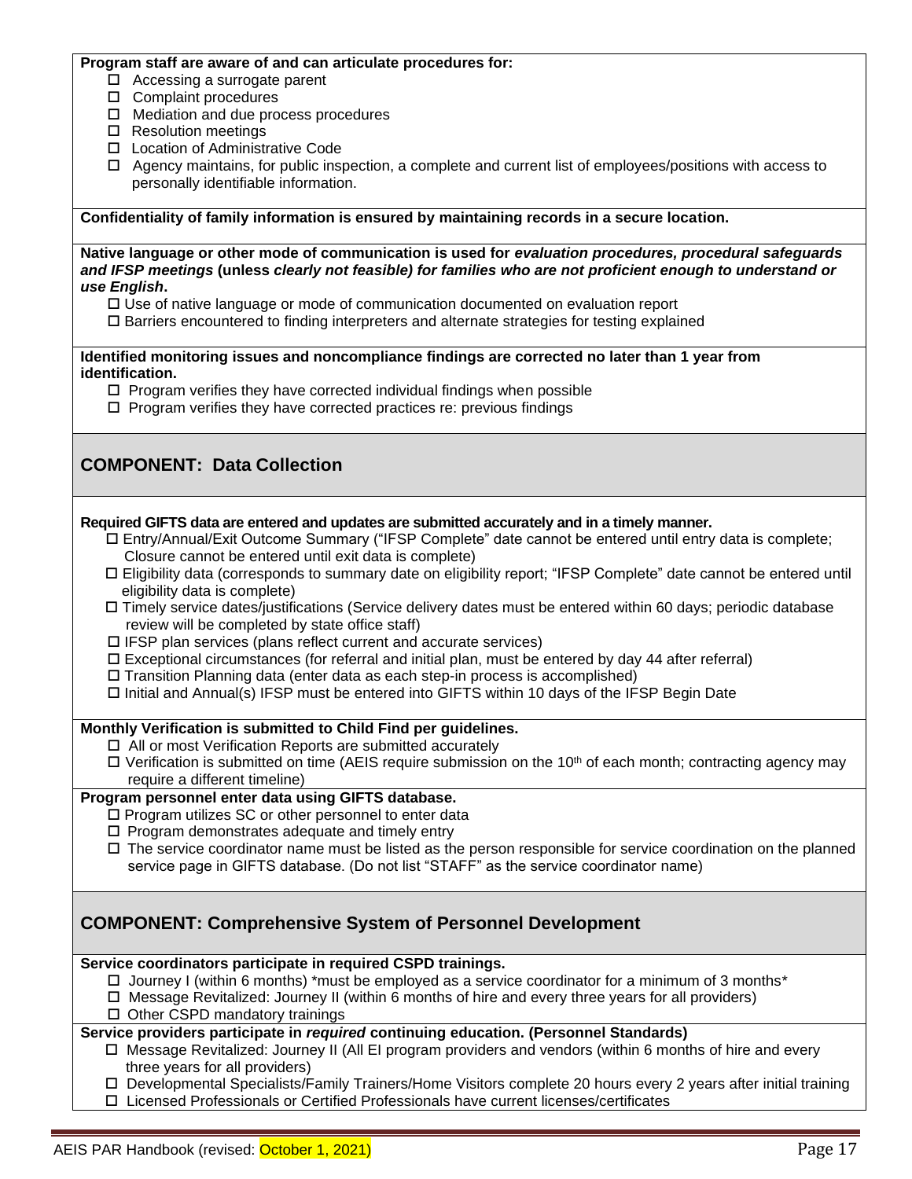**Program staff are aware of and can articulate procedures for:**

- ☐ Accessing a surrogate parent
- ☐ Complaint procedures
- ☐ Mediation and due process procedures
- ☐ Resolution meetings
- ☐ Location of Administrative Code
- ☐ Agency maintains, for public inspection, a complete and current list of employees/positions with access to personally identifiable information.

**Confidentiality of family information is ensured by maintaining records in a secure location.**

**Native language or other mode of communication is used for *evaluation procedures, procedural safeguards and IFSP meetings* (unless *clearly not feasible) for families who are not proficient enough to understand or use English*.**

- ☐ Use of native language or mode of communication documented on evaluation report
- ☐ Barriers encountered to finding interpreters and alternate strategies for testing explained

**Identified monitoring issues and noncompliance findings are corrected no later than 1 year from identification.**

- ☐ Program verifies they have corrected individual findings when possible
- ☐ Program verifies they have corrected practices re: previous findings

## COMPONENT: Data Collection

**Required GIFTS data are entered and updates are submitted accurately and in a timely manner.**

- ☐ Entry/Annual/Exit Outcome Summary ("IFSP Complete" date cannot be entered until entry data is complete; Closure cannot be entered until exit data is complete)
- ☐ Eligibility data (corresponds to summary date on eligibility report; "IFSP Complete" date cannot be entered until eligibility data is complete)
- ☐ Timely service dates/justifications (Service delivery dates must be entered within 60 days; periodic database review will be completed by state office staff)
- ☐ IFSP plan services (plans reflect current and accurate services)
- ☐ Exceptional circumstances (for referral and initial plan, must be entered by day 44 after referral)
- ☐ Transition Planning data (enter data as each step-in process is accomplished)
- ☐ Initial and Annual(s) IFSP must be entered into GIFTS within 10 days of the IFSP Begin Date

**Monthly Verification is submitted to Child Find per guidelines.**

- ☐ All or most Verification Reports are submitted accurately
- ☐ Verification is submitted on time (AEIS require submission on the 10th of each month; contracting agency may require a different timeline)

**Program personnel enter data using GIFTS database.**

- ☐ Program utilizes SC or other personnel to enter data
- ☐ Program demonstrates adequate and timely entry
- ☐ The service coordinator name must be listed as the person responsible for service coordination on the planned service page in GIFTS database. (Do not list "STAFF" as the service coordinator name)

## COMPONENT: Comprehensive System of Personnel Development

**Service coordinators participate in required CSPD trainings.**

- ☐ Journey I (within 6 months) *must be employed as a service coordinator for a minimum of 3 months*
- ☐ Message Revitalized: Journey II (within 6 months of hire and every three years for all providers)
- ☐ Other CSPD mandatory trainings

**Service providers participate in *required* continuing education. (Personnel Standards)**

- ☐ Message Revitalized: Journey II (All EI program providers and vendors (within 6 months of hire and every three years for all providers)
- ☐ Developmental Specialists/Family Trainers/Home Visitors complete 20 hours every 2 years after initial training
- ☐ Licensed Professionals or Certified Professionals have current licenses/certificates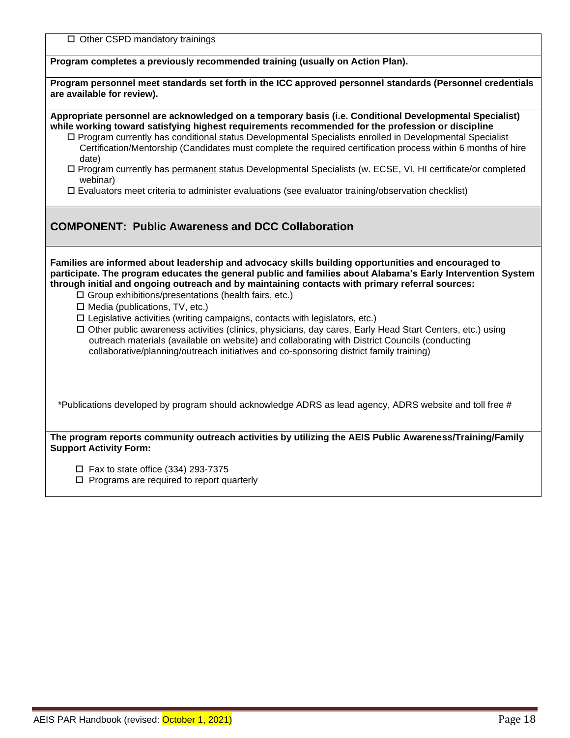☐ Other CSPD mandatory trainings

**Program completes a previously recommended training (usually on Action Plan).**

**Program personnel meet standards set forth in the ICC approved personnel standards (Personnel credentials are available for review).**

**Appropriate personnel are acknowledged on a temporary basis (i.e. Conditional Developmental Specialist) while working toward satisfying highest requirements recommended for the profession or discipline**

- ☐ Program currently has <u>conditional</u> status Developmental Specialists enrolled in Developmental Specialist Certification/Mentorship (Candidates must complete the required certification process within 6 months of hire date)
- ☐ Program currently has <u>permanent</u> status Developmental Specialists (w. ECSE, VI, HI certificate/or completed webinar)
- ☐ Evaluators meet criteria to administer evaluations (see evaluator training/observation checklist)

## COMPONENT: Public Awareness and DCC Collaboration

**Families are informed about leadership and advocacy skills building opportunities and encouraged to participate. The program educates the general public and families about Alabama's Early Intervention System through initial and ongoing outreach and by maintaining contacts with primary referral sources:**

- ☐ Group exhibitions/presentations (health fairs, etc.)
- ☐ Media (publications, TV, etc.)
- ☐ Legislative activities (writing campaigns, contacts with legislators, etc.)
- ☐ Other public awareness activities (clinics, physicians, day cares, Early Head Start Centers, etc.) using outreach materials (available on website) and collaborating with District Councils (conducting collaborative/planning/outreach initiatives and co-sponsoring district family training)

*Publications developed by program should acknowledge ADRS as lead agency, ADRS website and toll free #

**The program reports community outreach activities by utilizing the AEIS Public Awareness/Training/Family Support Activity Form:**

- ☐ Fax to state office (334) 293-7375
- ☐ Programs are required to report quarterly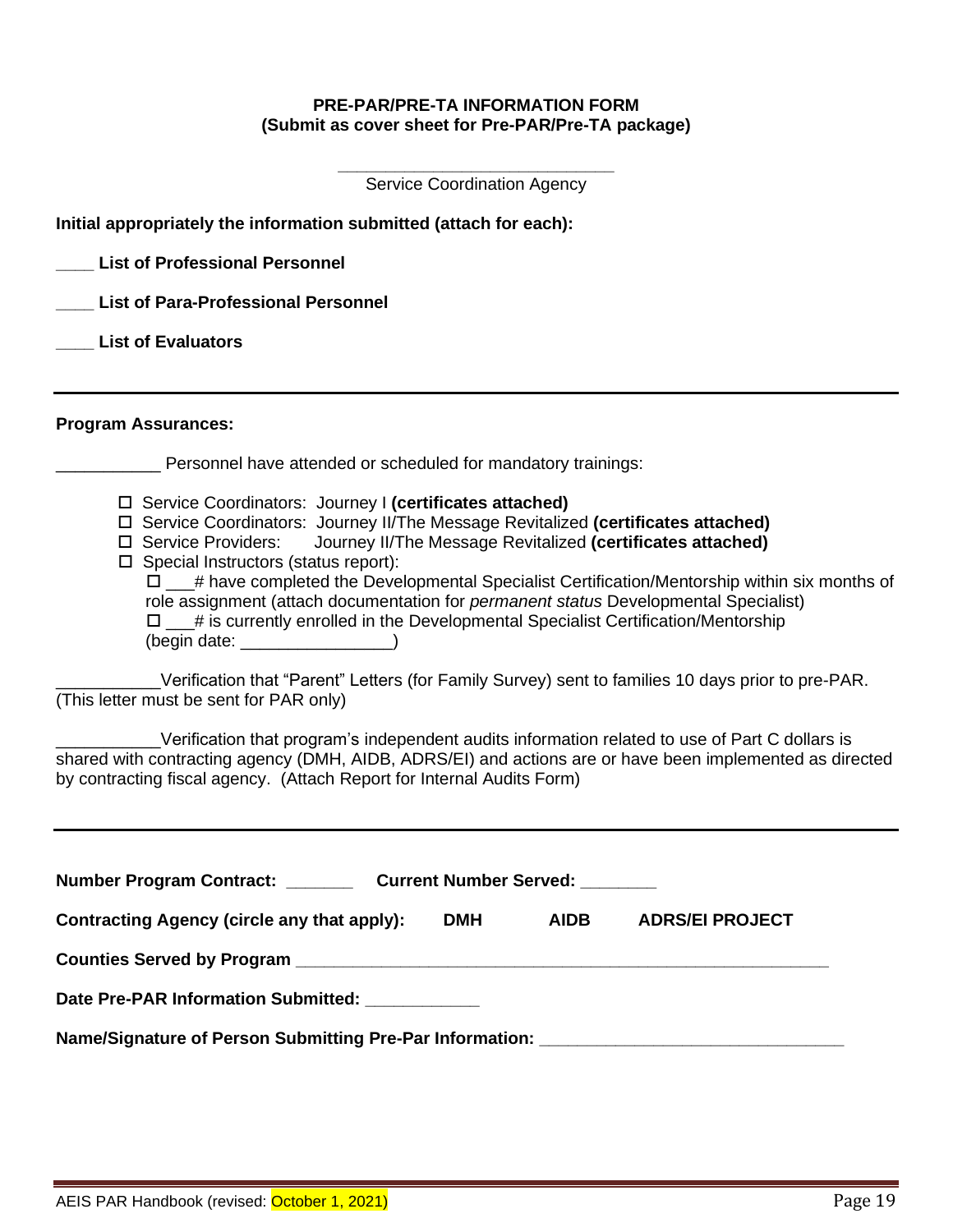**PRE-PAR/PRE-TA INFORMATION FORM**
**(Submit as cover sheet for Pre-PAR/Pre-TA package)**

_____________________________
Service Coordination Agency

**Initial appropriately the information submitted (attach for each):**

**____ List of Professional Personnel**

**____ List of Para-Professional Personnel**

**____ List of Evaluators**

---

**Program Assurances:**

___________ Personnel have attended or scheduled for mandatory trainings:

- ☐ Service Coordinators: Journey I **(certificates attached)**
- ☐ Service Coordinators: Journey II/The Message Revitalized **(certificates attached)**
- ☐ Service Providers: Journey II/The Message Revitalized **(certificates attached)**
- ☐ Special Instructors (status report):
  - ☐ ___# have completed the Developmental Specialist Certification/Mentorship within six months of role assignment (attach documentation for *permanent status* Developmental Specialist)
  - ☐ ___# is currently enrolled in the Developmental Specialist Certification/Mentorship (begin date: ________________)

___________Verification that "Parent" Letters (for Family Survey) sent to families 10 days prior to pre-PAR. (This letter must be sent for PAR only)

___________Verification that program's independent audits information related to use of Part C dollars is shared with contracting agency (DMH, AIDB, ADRS/EI) and actions are or have been implemented as directed by contracting fiscal agency. (Attach Report for Internal Audits Form)

---

**Number Program Contract: _______ Current Number Served: ________**

**Contracting Agency (circle any that apply): DMH AIDB ADRS/EI PROJECT**

**Counties Served by Program __________________________________________________________**

**Date Pre-PAR Information Submitted: ____________**

**Name/Signature of Person Submitting Pre-Par Information: ________________________________**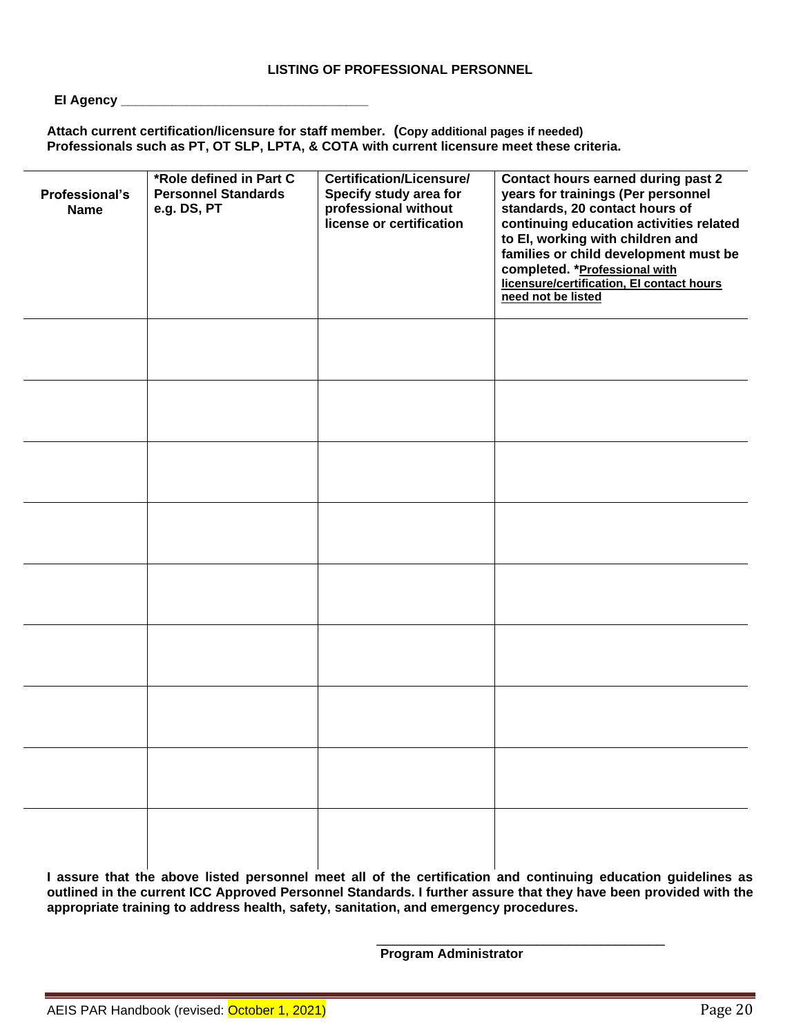**LISTING OF PROFESSIONAL PERSONNEL**

**EI Agency ___________________________________**

**Attach current certification/licensure for staff member. (Copy additional pages if needed)**
**Professionals such as PT, OT SLP, LPTA, & COTA with current licensure meet these criteria.**

| Professional's Name | *Role defined in Part C Personnel Standards e.g. DS, PT | Certification/Licensure/ Specify study area for professional without license or certification | Contact hours earned during past 2 years for trainings (Per personnel standards, 20 contact hours of continuing education activities related to EI, working with children and families or child development must be completed. *<u>Professional with licensure/certification, EI contact hours need not be listed</u> |
|---|---|---|---|
| | | | |
| | | | |
| | | | |
| | | | |
| | | | |
| | | | |
| | | | |
| | | | |
| | | | |

**I assure that the above listed personnel meet all of the certification and continuing education guidelines as outlined in the current ICC Approved Personnel Standards. I further assure that they have been provided with the appropriate training to address health, safety, sanitation, and emergency procedures.**

_______________________________________
**Program Administrator**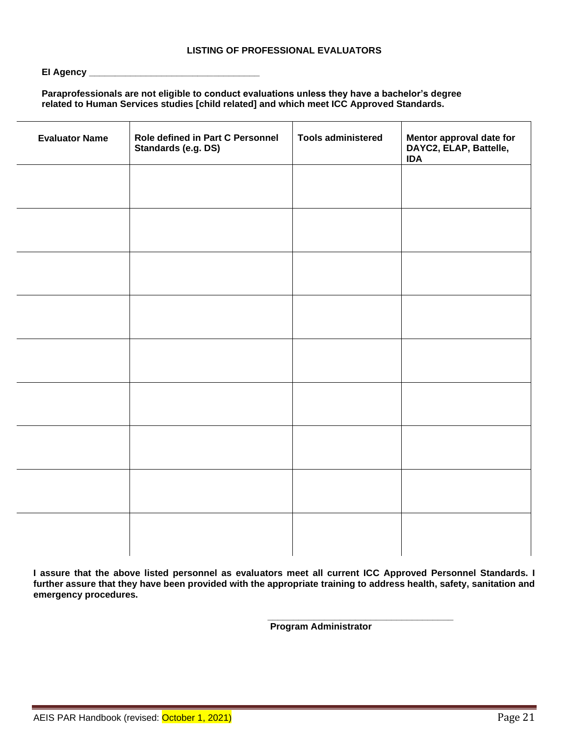## LISTING OF PROFESSIONAL EVALUATORS

**EI Agency** ______________________________

**Paraprofessionals are not eligible to conduct evaluations unless they have a bachelor's degree related to Human Services studies [child related] and which meet ICC Approved Standards.**

| Evaluator Name | Role defined in Part C Personnel Standards (e.g. DS) | Tools administered | Mentor approval date for DAYC2, ELAP, Battelle, IDA |
|---|---|---|---|
| | | | |
| | | | |
| | | | |
| | | | |
| | | | |
| | | | |
| | | | |
| | | | |
| | | | |

**I assure that the above listed personnel as evaluators meet all current ICC Approved Personnel Standards. I further assure that they have been provided with the appropriate training to address health, safety, sanitation and emergency procedures.**

______________________________
**Program Administrator**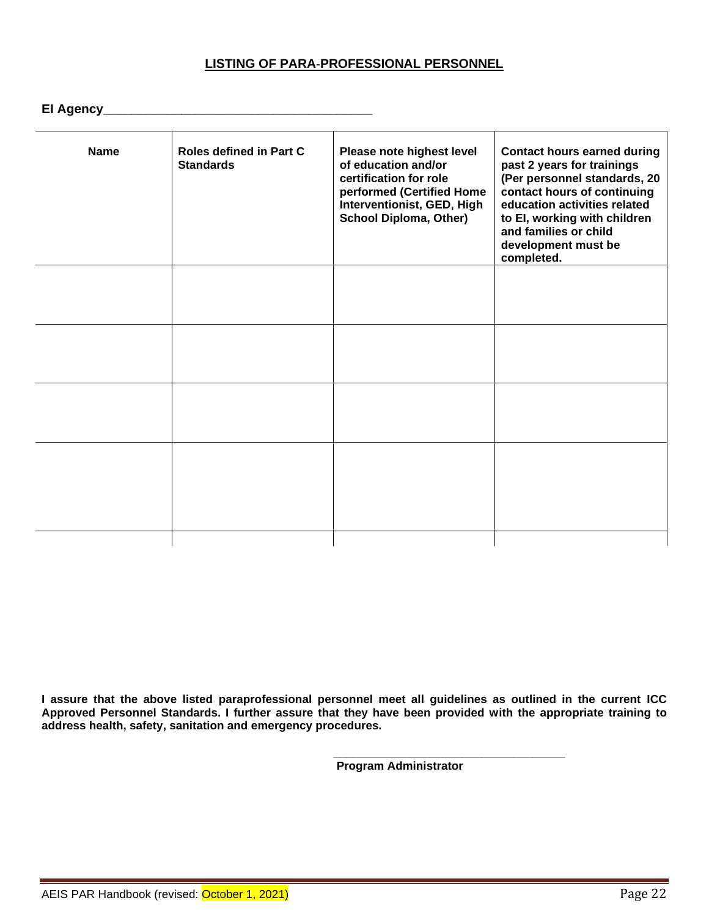## LISTING OF PARA-PROFESSIONAL PERSONNEL

**EI Agency**______________________________________

| Name | Roles defined in Part C Standards | Please note highest level of education and/or certification for role performed (Certified Home Interventionist, GED, High School Diploma, Other) | Contact hours earned during past 2 years for trainings (Per personnel standards, 20 contact hours of continuing education activities related to EI, working with children and families or child development must be completed. |
|---|---|---|---|
| | | | |
| | | | |
| | | | |
| | | | |
| | | | |

**I assure that the above listed paraprofessional personnel meet all guidelines as outlined in the current ICC Approved Personnel Standards. I further assure that they have been provided with the appropriate training to address health, safety, sanitation and emergency procedures.**

___________________________________
**Program Administrator**

AEIS PAR Handbook (revised: October 1, 2021)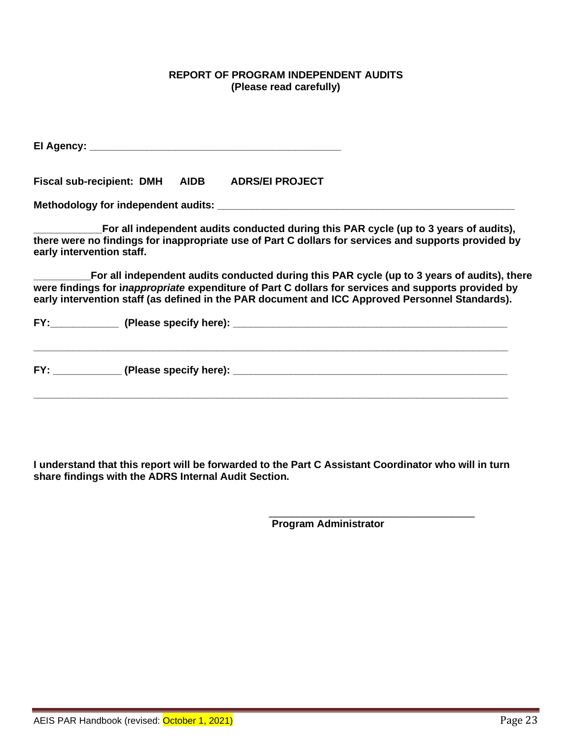**REPORT OF PROGRAM INDEPENDENT AUDITS**
**(Please read carefully)**

**EI Agency: _____________________________________________**

**Fiscal sub-recipient: DMH AIDB ADRS/EI PROJECT**

**Methodology for independent audits: ______________________________________________________**

**____________For all independent audits conducted during this PAR cycle (up to 3 years of audits), there were no findings for inappropriate use of Part C dollars for services and supports provided by early intervention staff.**

**__________For all independent audits conducted during this PAR cycle (up to 3 years of audits), there were findings for i*nappropriate* expenditure of Part C dollars for services and supports provided by early intervention staff (as defined in the PAR document and ICC Approved Personnel Standards).**

**FY:____________ (Please specify here): __________________________________________________**

**_________________________________________________________________________________________**

**FY: ____________ (Please specify here): __________________________________________________**

**_________________________________________________________________________________________**

**I understand that this report will be forwarded to the Part C Assistant Coordinator who will in turn share findings with the ADRS Internal Audit Section.**

**_____________________________________**
**Program Administrator**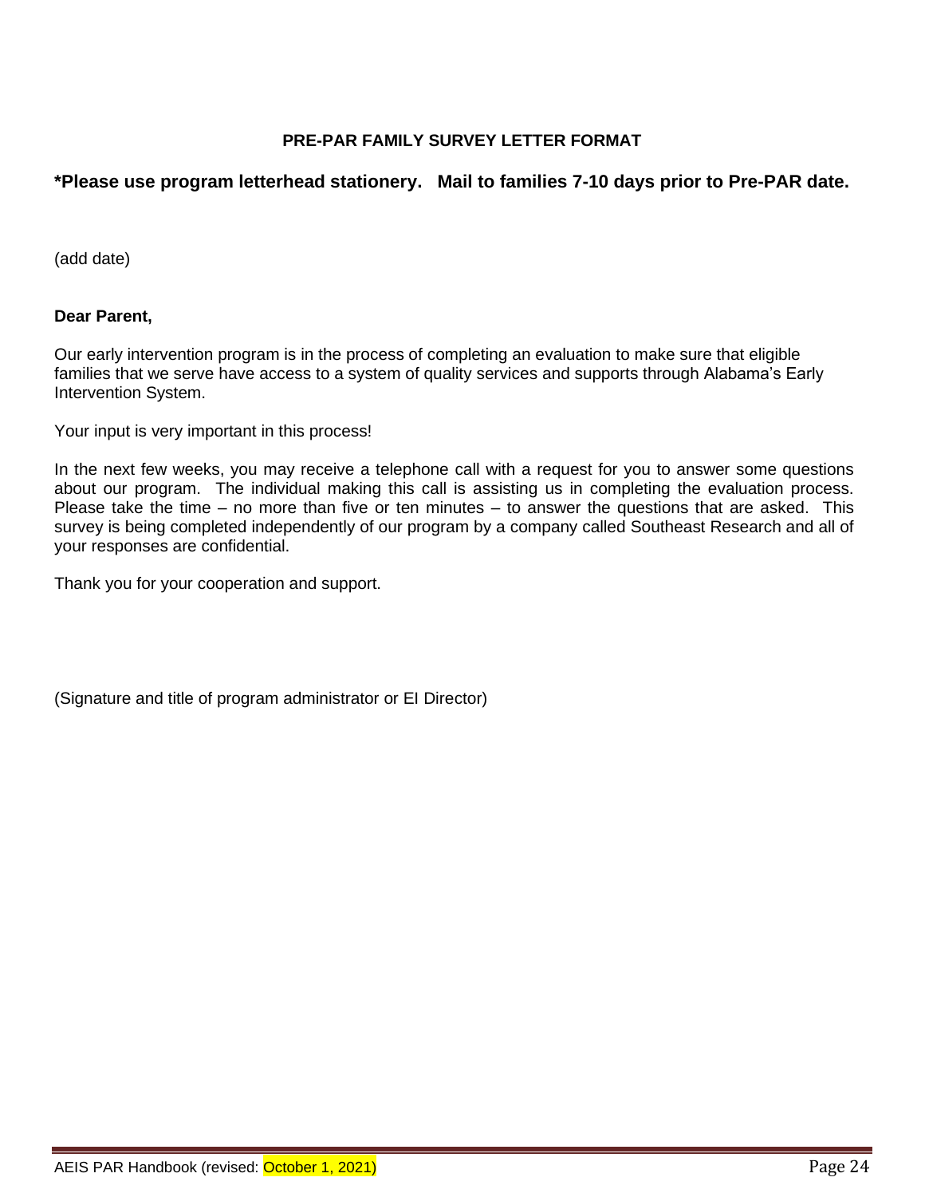## PRE-PAR FAMILY SURVEY LETTER FORMAT

**\*Please use program letterhead stationery. Mail to families 7-10 days prior to Pre-PAR date.**

(add date)

**Dear Parent,**

Our early intervention program is in the process of completing an evaluation to make sure that eligible families that we serve have access to a system of quality services and supports through Alabama's Early Intervention System.

Your input is very important in this process!

In the next few weeks, you may receive a telephone call with a request for you to answer some questions about our program. The individual making this call is assisting us in completing the evaluation process. Please take the time – no more than five or ten minutes – to answer the questions that are asked. This survey is being completed independently of our program by a company called Southeast Research and all of your responses are confidential.

Thank you for your cooperation and support.

(Signature and title of program administrator or EI Director)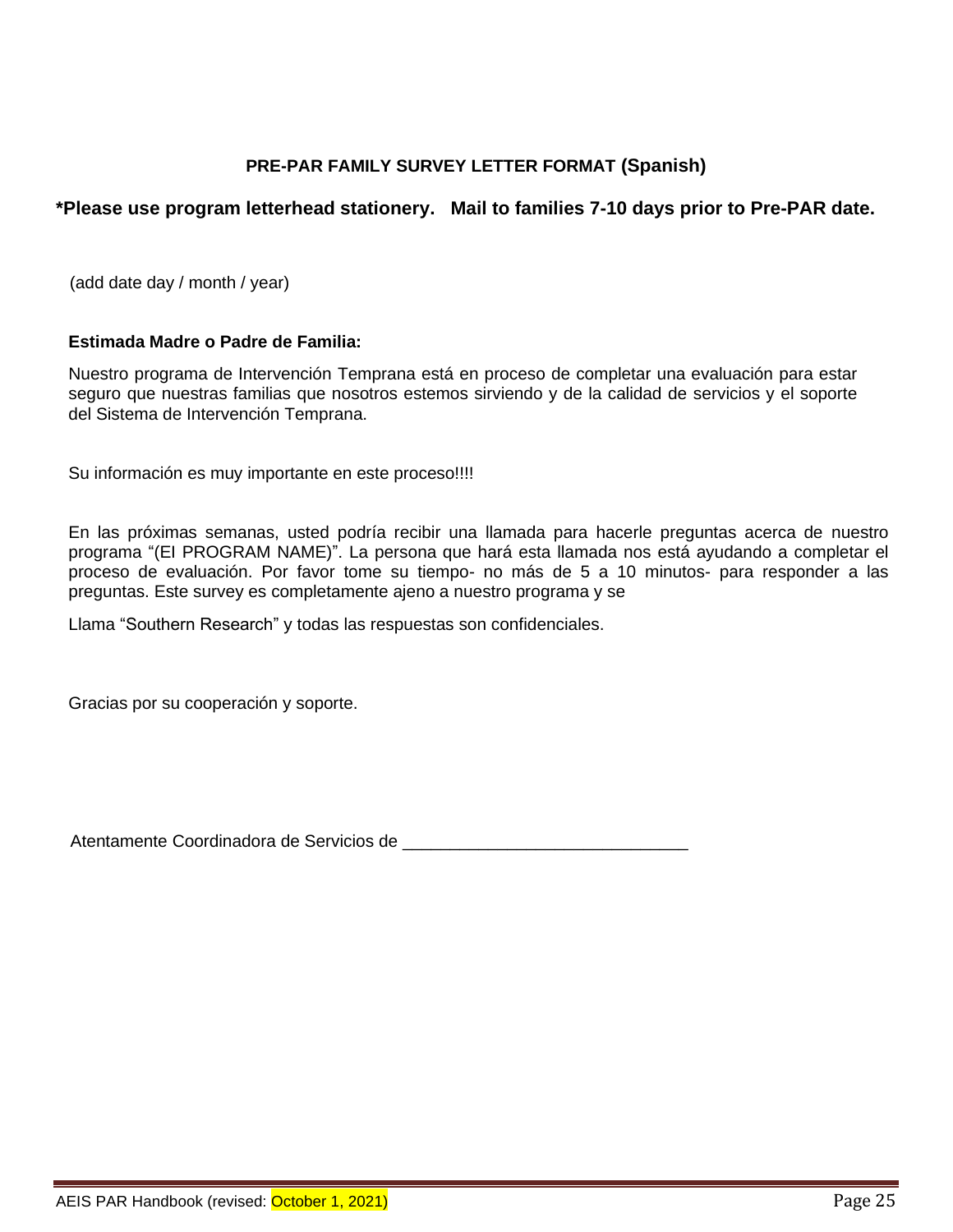**PRE-PAR FAMILY SURVEY LETTER FORMAT (Spanish)**

**\*Please use program letterhead stationery. Mail to families 7-10 days prior to Pre-PAR date.**

(add date day / month / year)

**Estimada Madre o Padre de Familia:**

Nuestro programa de Intervención Temprana está en proceso de completar una evaluación para estar seguro que nuestras familias que nosotros estemos sirviendo y de la calidad de servicios y el soporte del Sistema de Intervención Temprana.

Su información es muy importante en este proceso!!!!

En las próximas semanas, usted podría recibir una llamada para hacerle preguntas acerca de nuestro programa "(EI PROGRAM NAME)". La persona que hará esta llamada nos está ayudando a completar el proceso de evaluación. Por favor tome su tiempo- no más de 5 a 10 minutos- para responder a las preguntas. Este survey es completamente ajeno a nuestro programa y se

Llama "Southern Research" y todas las respuestas son confidenciales.

Gracias por su cooperación y soporte.

Atentamente Coordinadora de Servicios de ______________________________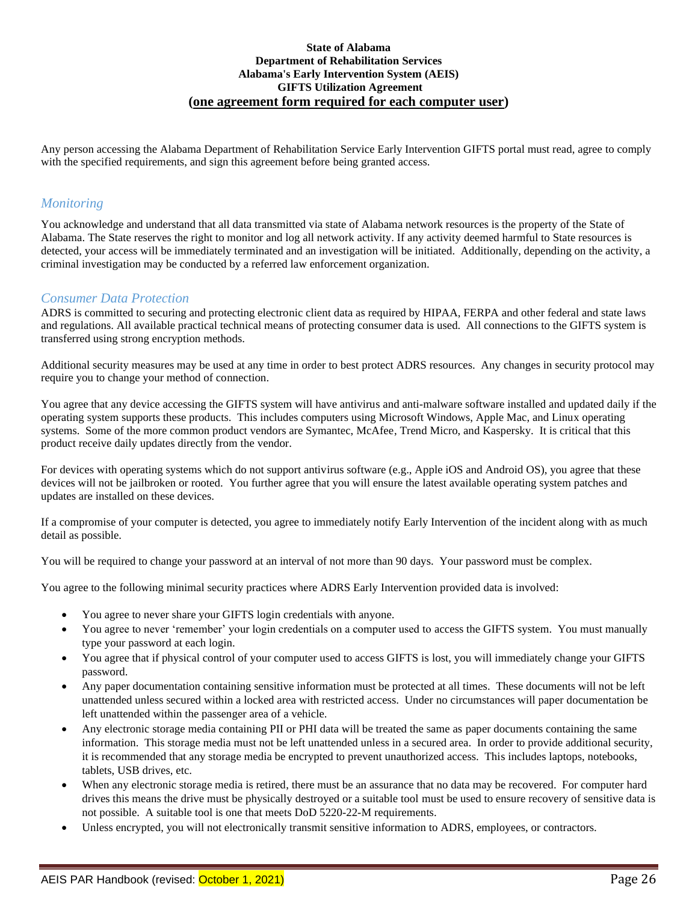**State of Alabama**
**Department of Rehabilitation Services**
**Alabama's Early Intervention System (AEIS)**
**GIFTS Utilization Agreement**
**(one agreement form required for each computer user)**

Any person accessing the Alabama Department of Rehabilitation Service Early Intervention GIFTS portal must read, agree to comply with the specified requirements, and sign this agreement before being granted access.

## *Monitoring*

You acknowledge and understand that all data transmitted via state of Alabama network resources is the property of the State of Alabama. The State reserves the right to monitor and log all network activity. If any activity deemed harmful to State resources is detected, your access will be immediately terminated and an investigation will be initiated. Additionally, depending on the activity, a criminal investigation may be conducted by a referred law enforcement organization.

## *Consumer Data Protection*

ADRS is committed to securing and protecting electronic client data as required by HIPAA, FERPA and other federal and state laws and regulations. All available practical technical means of protecting consumer data is used. All connections to the GIFTS system is transferred using strong encryption methods.

Additional security measures may be used at any time in order to best protect ADRS resources. Any changes in security protocol may require you to change your method of connection.

You agree that any device accessing the GIFTS system will have antivirus and anti-malware software installed and updated daily if the operating system supports these products. This includes computers using Microsoft Windows, Apple Mac, and Linux operating systems. Some of the more common product vendors are Symantec, McAfee, Trend Micro, and Kaspersky. It is critical that this product receive daily updates directly from the vendor.

For devices with operating systems which do not support antivirus software (e.g., Apple iOS and Android OS), you agree that these devices will not be jailbroken or rooted. You further agree that you will ensure the latest available operating system patches and updates are installed on these devices.

If a compromise of your computer is detected, you agree to immediately notify Early Intervention of the incident along with as much detail as possible.

You will be required to change your password at an interval of not more than 90 days. Your password must be complex.

You agree to the following minimal security practices where ADRS Early Intervention provided data is involved:

- You agree to never share your GIFTS login credentials with anyone.
- You agree to never 'remember' your login credentials on a computer used to access the GIFTS system. You must manually type your password at each login.
- You agree that if physical control of your computer used to access GIFTS is lost, you will immediately change your GIFTS password.
- Any paper documentation containing sensitive information must be protected at all times. These documents will not be left unattended unless secured within a locked area with restricted access. Under no circumstances will paper documentation be left unattended within the passenger area of a vehicle.
- Any electronic storage media containing PII or PHI data will be treated the same as paper documents containing the same information. This storage media must not be left unattended unless in a secured area. In order to provide additional security, it is recommended that any storage media be encrypted to prevent unauthorized access. This includes laptops, notebooks, tablets, USB drives, etc.
- When any electronic storage media is retired, there must be an assurance that no data may be recovered. For computer hard drives this means the drive must be physically destroyed or a suitable tool must be used to ensure recovery of sensitive data is not possible. A suitable tool is one that meets DoD 5220-22-M requirements.
- Unless encrypted, you will not electronically transmit sensitive information to ADRS, employees, or contractors.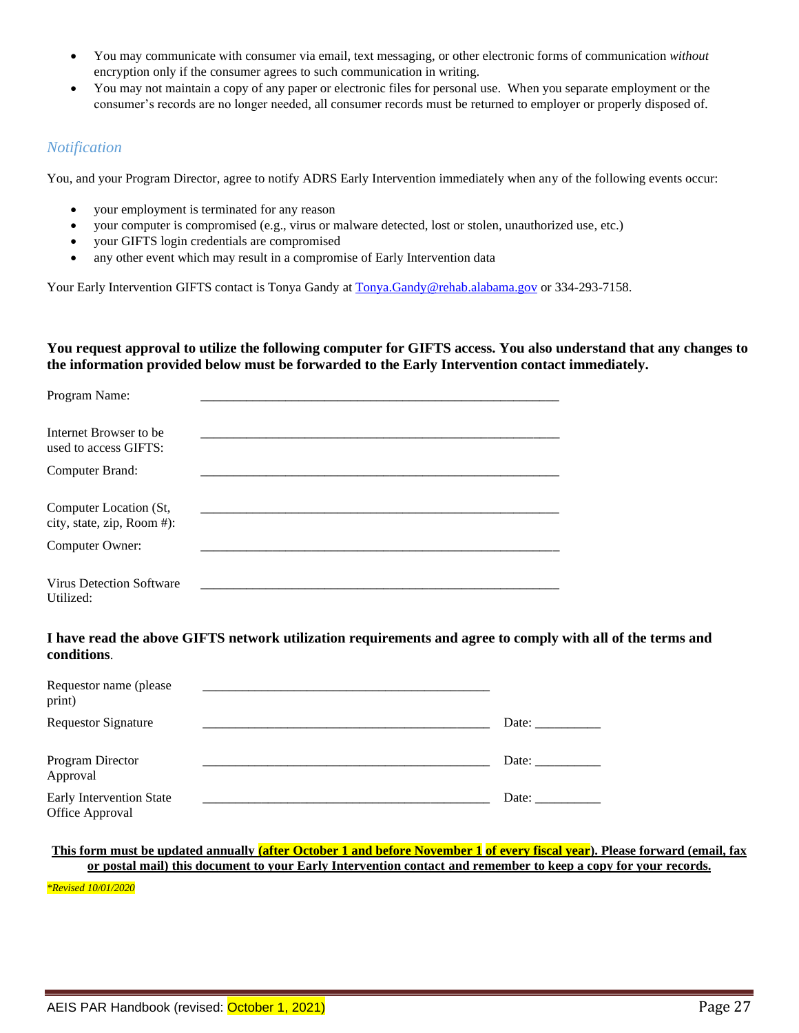- You may communicate with consumer via email, text messaging, or other electronic forms of communication *without* encryption only if the consumer agrees to such communication in writing.
- You may not maintain a copy of any paper or electronic files for personal use. When you separate employment or the consumer's records are no longer needed, all consumer records must be returned to employer or properly disposed of.

### *Notification*

You, and your Program Director, agree to notify ADRS Early Intervention immediately when any of the following events occur:

- your employment is terminated for any reason
- your computer is compromised (e.g., virus or malware detected, lost or stolen, unauthorized use, etc.)
- your GIFTS login credentials are compromised
- any other event which may result in a compromise of Early Intervention data

Your Early Intervention GIFTS contact is Tonya Gandy at Tonya.Gandy@rehab.alabama.gov or 334-293-7158.

**You request approval to utilize the following computer for GIFTS access. You also understand that any changes to the information provided below must be forwarded to the Early Intervention contact immediately.**

Program Name: ______________________________________________________

Internet Browser to be used to access GIFTS: ______________________________________________________

Computer Brand: ______________________________________________________

Computer Location (St, city, state, zip, Room #): ______________________________________________________

Computer Owner: ______________________________________________________

Virus Detection Software Utilized: ______________________________________________________

**I have read the above GIFTS network utilization requirements and agree to comply with all of the terms and conditions**.

Requestor name (please print) ____________________________________________

Requestor Signature ____________________________________________ Date: __________

Program Director Approval ____________________________________________ Date: __________

Early Intervention State Office Approval ____________________________________________ Date: __________

**This form must be updated annually (after October 1 and before November 1 of every fiscal year). Please forward (email, fax or postal mail) this document to your Early Intervention contact and remember to keep a copy for your records.**

*\*Revised 10/01/2020*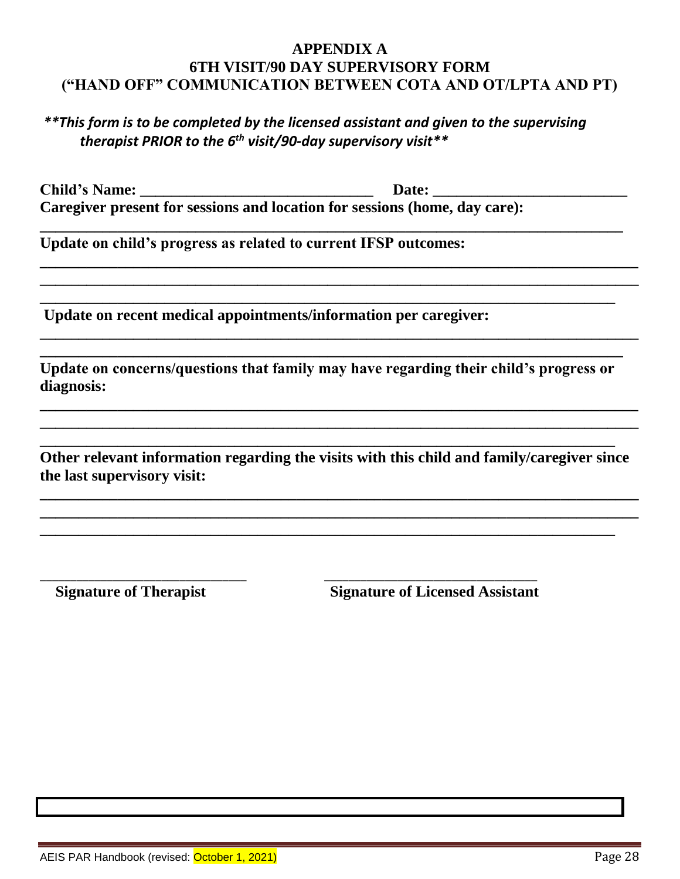# APPENDIX A
# 6TH VISIT/90 DAY SUPERVISORY FORM
# ("HAND OFF" COMMUNICATION BETWEEN COTA AND OT/LPTA AND PT)

***This form is to be completed by the licensed assistant and given to the supervising therapist PRIOR to the 6th visit/90-day supervisory visit***

**Child's Name: ______________________________ Date: _________________________**

**Caregiver present for sessions and location for sessions (home, day care):**

**_____________________________________________________________________________**

**Update on child's progress as related to current IFSP outcomes:**

**_____________________________________________________________________________**

**_____________________________________________________________________________**

**_____________________________________________________________________________**

**Update on recent medical appointments/information per caregiver:**

**_____________________________________________________________________________**

**_____________________________________________________________________________**

**Update on concerns/questions that family may have regarding their child's progress or diagnosis:**

**_____________________________________________________________________________**

**_____________________________________________________________________________**

**_____________________________________________________________________________**

**Other relevant information regarding the visits with this child and family/caregiver since the last supervisory visit:**

**_____________________________________________________________________________**

**_____________________________________________________________________________**

**_____________________________________________________________________________**

___________________________ ___________________________

**Signature of Therapist** **Signature of Licensed Assistant**